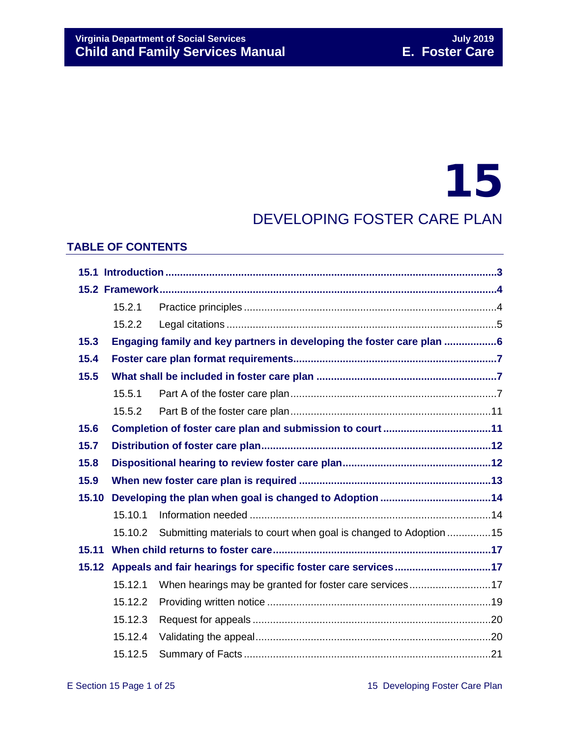# 15

## DEVELOPING FOSTER CARE PLAN

### TABLE OF CONTENTS

**15.1 Introduction** ........ 3

**15.2 Framework** ........ 4

- 15.2.1 Practice principles ........ 4
- 15.2.2 Legal citations ........ 5

**15.3 Engaging family and key partners in developing the foster care plan** ........ 6

**15.4 Foster care plan format requirements** ........ 7

**15.5 What shall be included in foster care plan** ........ 7

- 15.5.1 Part A of the foster care plan ........ 7
- 15.5.2 Part B of the foster care plan ........ 11

**15.6 Completion of foster care plan and submission to court** ........ 11

**15.7 Distribution of foster care plan** ........ 12

**15.8 Dispositional hearing to review foster care plan** ........ 12

**15.9 When new foster care plan is required** ........ 13

**15.10 Developing the plan when goal is changed to Adoption** ........ 14

- 15.10.1 Information needed ........ 14
- 15.10.2 Submitting materials to court when goal is changed to Adoption ........ 15

**15.11 When child returns to foster care** ........ 17

**15.12 Appeals and fair hearings for specific foster care services** ........ 17

- 15.12.1 When hearings may be granted for foster care services ........ 17
- 15.12.2 Providing written notice ........ 19
- 15.12.3 Request for appeals ........ 20
- 15.12.4 Validating the appeal ........ 20
- 15.12.5 Summary of Facts ........ 21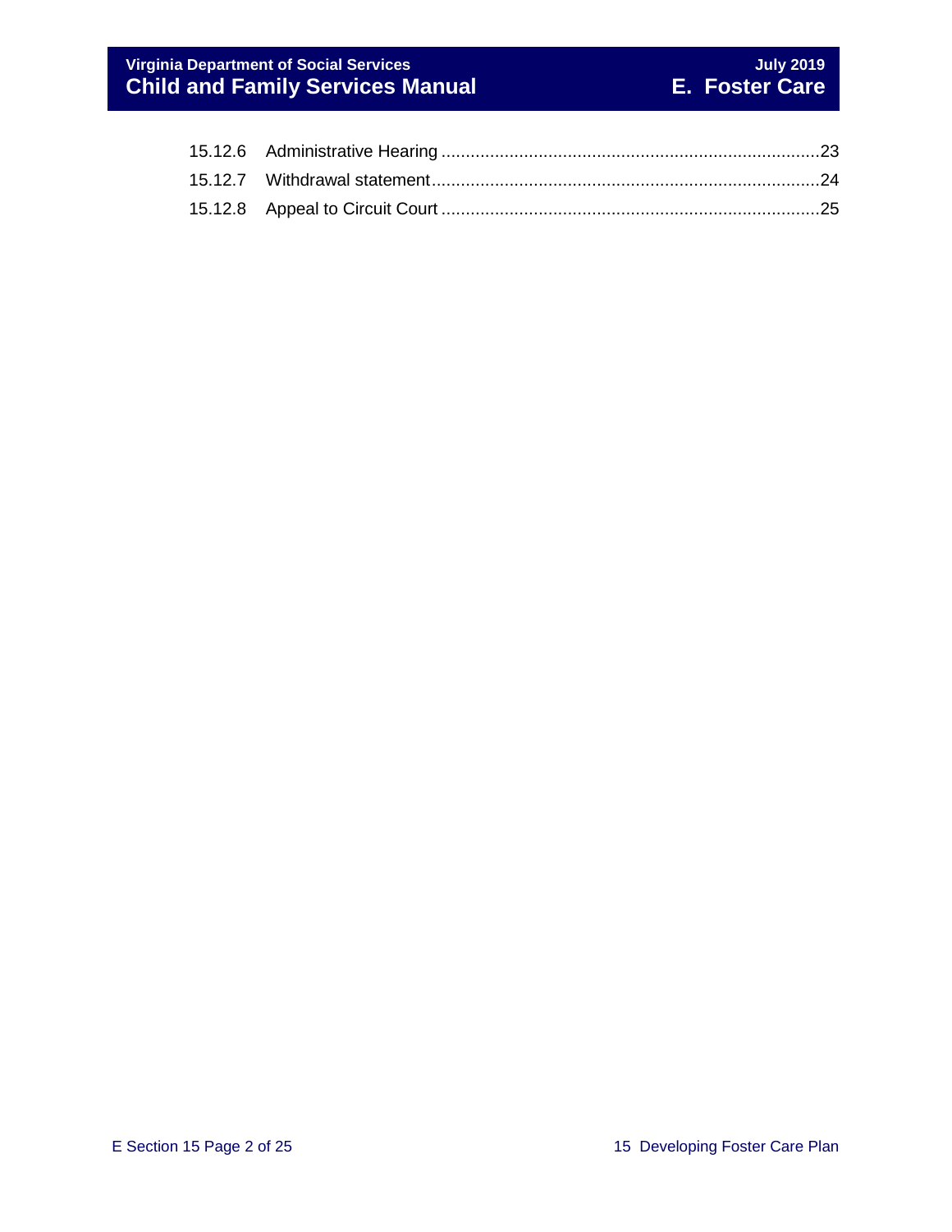15.12.6 Administrative Hearing ............................................................................23
15.12.7 Withdrawal statement................................................................................24
15.12.8 Appeal to Circuit Court .............................................................................25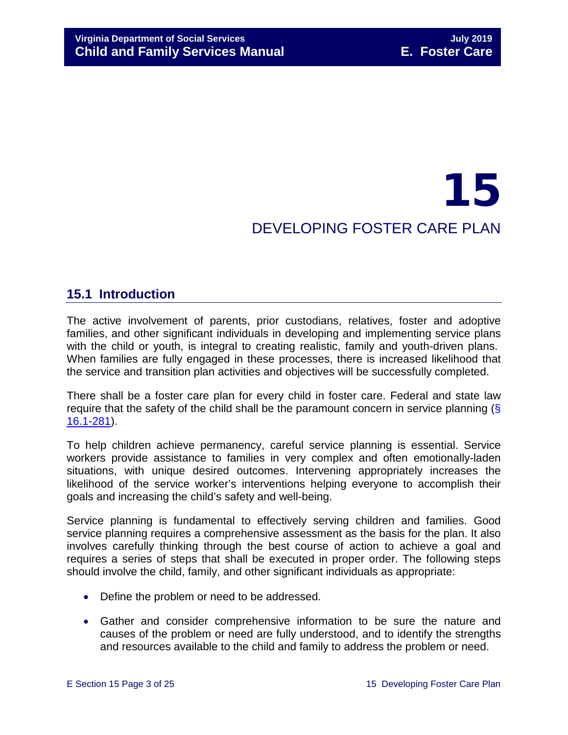# 15 DEVELOPING FOSTER CARE PLAN

## 15.1 Introduction

The active involvement of parents, prior custodians, relatives, foster and adoptive families, and other significant individuals in developing and implementing service plans with the child or youth, is integral to creating realistic, family and youth-driven plans. When families are fully engaged in these processes, there is increased likelihood that the service and transition plan activities and objectives will be successfully completed.

There shall be a foster care plan for every child in foster care. Federal and state law require that the safety of the child shall be the paramount concern in service planning (§ 16.1-281).

To help children achieve permanency, careful service planning is essential. Service workers provide assistance to families in very complex and often emotionally-laden situations, with unique desired outcomes. Intervening appropriately increases the likelihood of the service worker's interventions helping everyone to accomplish their goals and increasing the child's safety and well-being.

Service planning is fundamental to effectively serving children and families. Good service planning requires a comprehensive assessment as the basis for the plan. It also involves carefully thinking through the best course of action to achieve a goal and requires a series of steps that shall be executed in proper order. The following steps should involve the child, family, and other significant individuals as appropriate:

- Define the problem or need to be addressed.
- Gather and consider comprehensive information to be sure the nature and causes of the problem or need are fully understood, and to identify the strengths and resources available to the child and family to address the problem or need.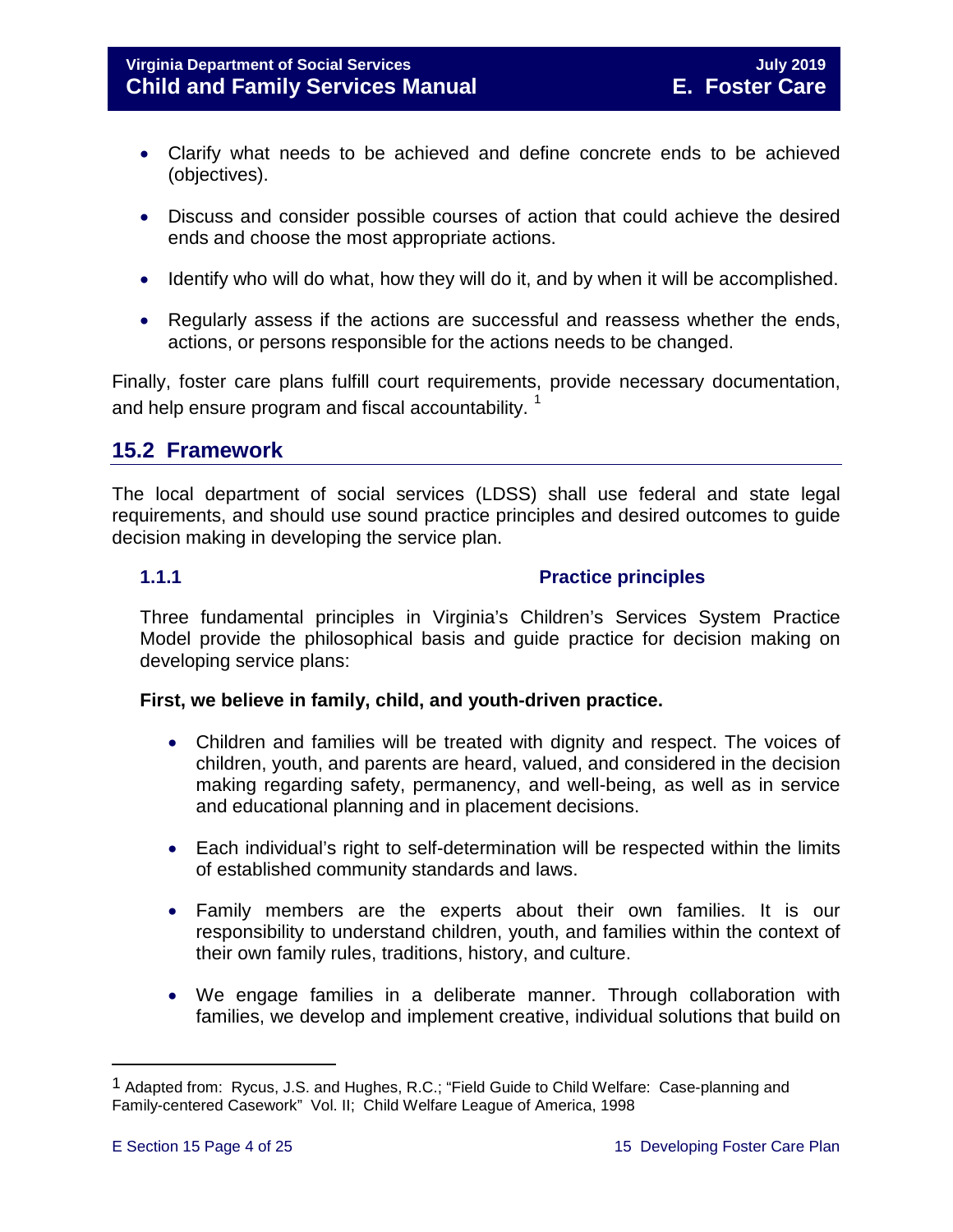- Clarify what needs to be achieved and define concrete ends to be achieved (objectives).

- Discuss and consider possible courses of action that could achieve the desired ends and choose the most appropriate actions.

- Identify who will do what, how they will do it, and by when it will be accomplished.

- Regularly assess if the actions are successful and reassess whether the ends, actions, or persons responsible for the actions needs to be changed.

Finally, foster care plans fulfill court requirements, provide necessary documentation, and help ensure program and fiscal accountability. [1]

## 15.2 Framework

The local department of social services (LDSS) shall use federal and state legal requirements, and should use sound practice principles and desired outcomes to guide decision making in developing the service plan.

### 1.1.1 Practice principles

Three fundamental principles in Virginia's Children's Services System Practice Model provide the philosophical basis and guide practice for decision making on developing service plans:

**First, we believe in family, child, and youth-driven practice.**

- Children and families will be treated with dignity and respect. The voices of children, youth, and parents are heard, valued, and considered in the decision making regarding safety, permanency, and well-being, as well as in service and educational planning and in placement decisions.

- Each individual's right to self-determination will be respected within the limits of established community standards and laws.

- Family members are the experts about their own families. It is our responsibility to understand children, youth, and families within the context of their own family rules, traditions, history, and culture.

- We engage families in a deliberate manner. Through collaboration with families, we develop and implement creative, individual solutions that build on

---

[1] Adapted from: Rycus, J.S. and Hughes, R.C.; "Field Guide to Child Welfare: Case-planning and Family-centered Casework" Vol. II; Child Welfare League of America, 1998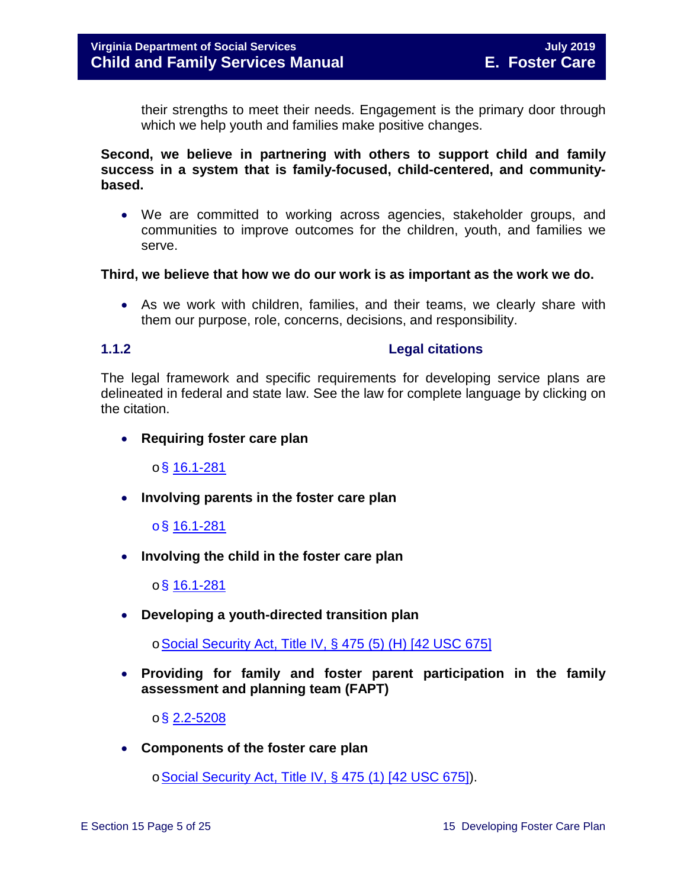their strengths to meet their needs. Engagement is the primary door through which we help youth and families make positive changes.

**Second, we believe in partnering with others to support child and family success in a system that is family-focused, child-centered, and community-based.**

- We are committed to working across agencies, stakeholder groups, and communities to improve outcomes for the children, youth, and families we serve.

**Third, we believe that how we do our work is as important as the work we do.**

- As we work with children, families, and their teams, we clearly share with them our purpose, role, concerns, decisions, and responsibility.

### 1.1.2 Legal citations

The legal framework and specific requirements for developing service plans are delineated in federal and state law. See the law for complete language by clicking on the citation.

- **Requiring foster care plan**
  - § 16.1-281
- **Involving parents in the foster care plan**
  - § 16.1-281
- **Involving the child in the foster care plan**
  - § 16.1-281
- **Developing a youth-directed transition plan**
  - Social Security Act, Title IV, § 475 (5) (H) [42 USC 675]
- **Providing for family and foster parent participation in the family assessment and planning team (FAPT)**
  - § 2.2-5208
- **Components of the foster care plan**
  - Social Security Act, Title IV, § 475 (1) [42 USC 675]).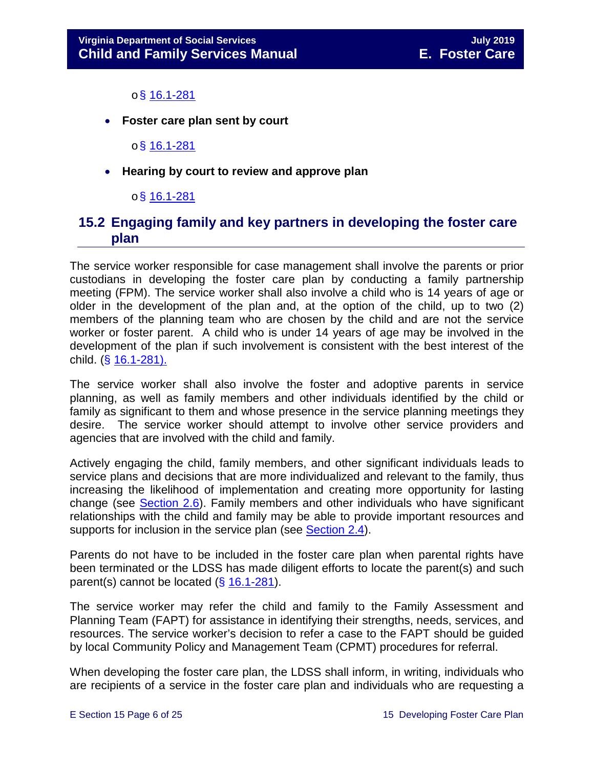- § 16.1-281

- **Foster care plan sent by court**
    - § 16.1-281

- **Hearing by court to review and approve plan**
    - § 16.1-281

## 15.2 Engaging family and key partners in developing the foster care plan

The service worker responsible for case management shall involve the parents or prior custodians in developing the foster care plan by conducting a family partnership meeting (FPM). The service worker shall also involve a child who is 14 years of age or older in the development of the plan and, at the option of the child, up to two (2) members of the planning team who are chosen by the child and are not the service worker or foster parent. A child who is under 14 years of age may be involved in the development of the plan if such involvement is consistent with the best interest of the child. (§ 16.1-281).

The service worker shall also involve the foster and adoptive parents in service planning, as well as family members and other individuals identified by the child or family as significant to them and whose presence in the service planning meetings they desire. The service worker should attempt to involve other service providers and agencies that are involved with the child and family.

Actively engaging the child, family members, and other significant individuals leads to service plans and decisions that are more individualized and relevant to the family, thus increasing the likelihood of implementation and creating more opportunity for lasting change (see Section 2.6). Family members and other individuals who have significant relationships with the child and family may be able to provide important resources and supports for inclusion in the service plan (see Section 2.4).

Parents do not have to be included in the foster care plan when parental rights have been terminated or the LDSS has made diligent efforts to locate the parent(s) and such parent(s) cannot be located (§ 16.1-281).

The service worker may refer the child and family to the Family Assessment and Planning Team (FAPT) for assistance in identifying their strengths, needs, services, and resources. The service worker's decision to refer a case to the FAPT should be guided by local Community Policy and Management Team (CPMT) procedures for referral.

When developing the foster care plan, the LDSS shall inform, in writing, individuals who are recipients of a service in the foster care plan and individuals who are requesting a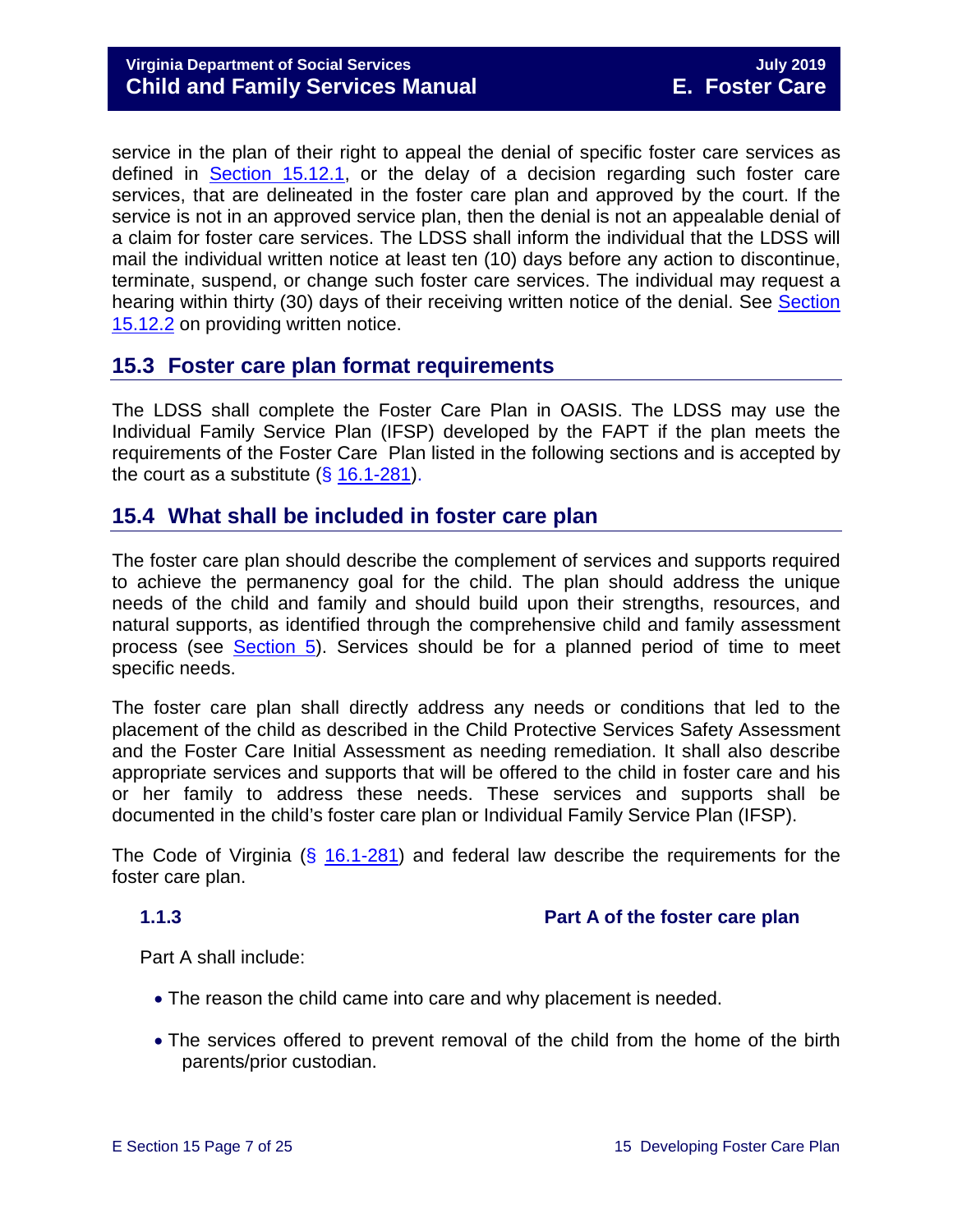service in the plan of their right to appeal the denial of specific foster care services as defined in Section 15.12.1, or the delay of a decision regarding such foster care services, that are delineated in the foster care plan and approved by the court. If the service is not in an approved service plan, then the denial is not an appealable denial of a claim for foster care services. The LDSS shall inform the individual that the LDSS will mail the individual written notice at least ten (10) days before any action to discontinue, terminate, suspend, or change such foster care services. The individual may request a hearing within thirty (30) days of their receiving written notice of the denial. See Section 15.12.2 on providing written notice.

## 15.3 Foster care plan format requirements

The LDSS shall complete the Foster Care Plan in OASIS. The LDSS may use the Individual Family Service Plan (IFSP) developed by the FAPT if the plan meets the requirements of the Foster Care Plan listed in the following sections and is accepted by the court as a substitute (§ 16.1-281).

## 15.4 What shall be included in foster care plan

The foster care plan should describe the complement of services and supports required to achieve the permanency goal for the child. The plan should address the unique needs of the child and family and should build upon their strengths, resources, and natural supports, as identified through the comprehensive child and family assessment process (see Section 5). Services should be for a planned period of time to meet specific needs.

The foster care plan shall directly address any needs or conditions that led to the placement of the child as described in the Child Protective Services Safety Assessment and the Foster Care Initial Assessment as needing remediation. It shall also describe appropriate services and supports that will be offered to the child in foster care and his or her family to address these needs. These services and supports shall be documented in the child's foster care plan or Individual Family Service Plan (IFSP).

The Code of Virginia (§ 16.1-281) and federal law describe the requirements for the foster care plan.

### 1.1.3 Part A of the foster care plan

Part A shall include:

- The reason the child came into care and why placement is needed.
- The services offered to prevent removal of the child from the home of the birth parents/prior custodian.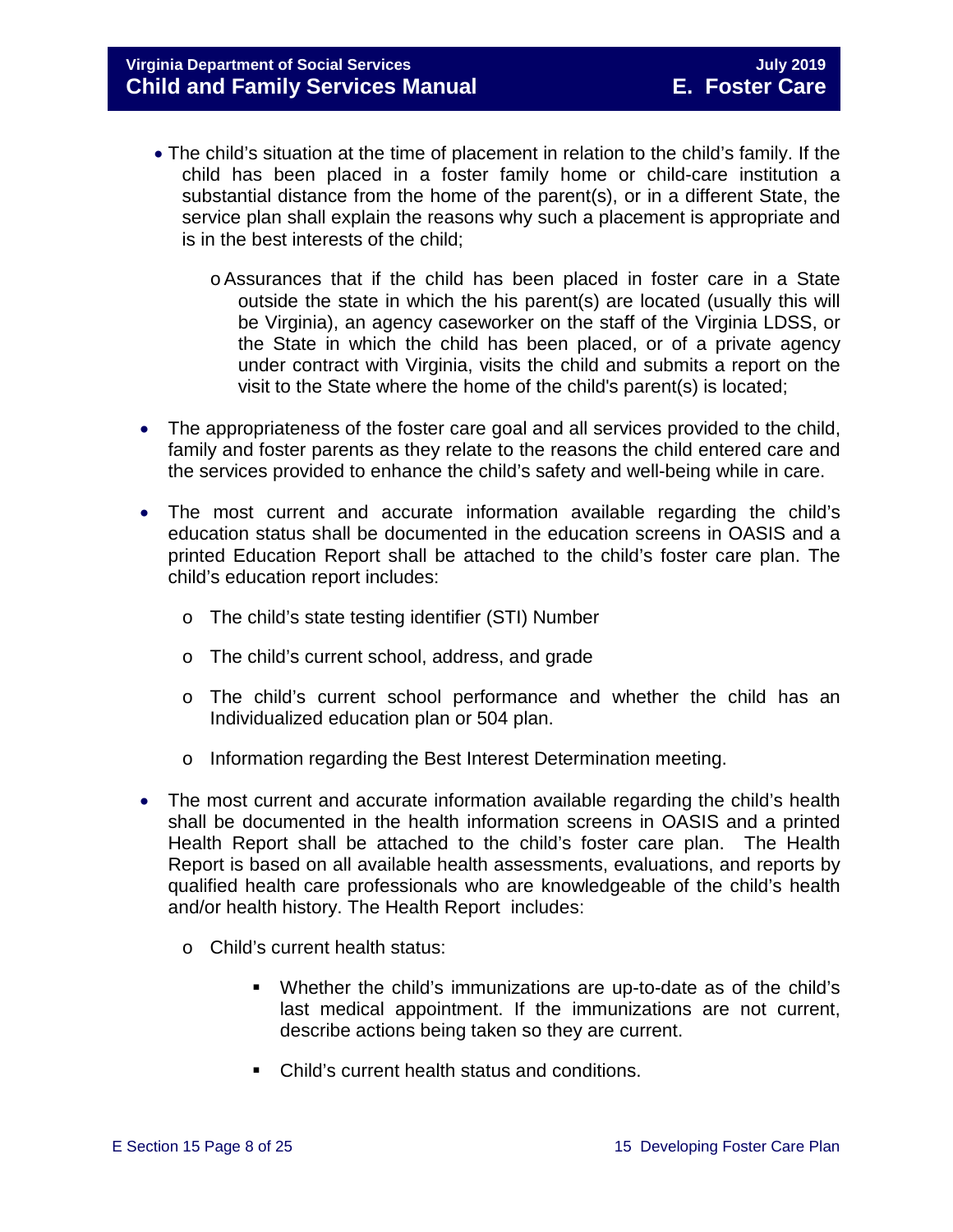- The child's situation at the time of placement in relation to the child's family. If the child has been placed in a foster family home or child-care institution a substantial distance from the home of the parent(s), or in a different State, the service plan shall explain the reasons why such a placement is appropriate and is in the best interests of the child;
  - Assurances that if the child has been placed in foster care in a State outside the state in which the his parent(s) are located (usually this will be Virginia), an agency caseworker on the staff of the Virginia LDSS, or the State in which the child has been placed, or of a private agency under contract with Virginia, visits the child and submits a report on the visit to the State where the home of the child's parent(s) is located;
- The appropriateness of the foster care goal and all services provided to the child, family and foster parents as they relate to the reasons the child entered care and the services provided to enhance the child's safety and well-being while in care.
- The most current and accurate information available regarding the child's education status shall be documented in the education screens in OASIS and a printed Education Report shall be attached to the child's foster care plan. The child's education report includes:
  - The child's state testing identifier (STI) Number
  - The child's current school, address, and grade
  - The child's current school performance and whether the child has an Individualized education plan or 504 plan.
  - Information regarding the Best Interest Determination meeting.
- The most current and accurate information available regarding the child's health shall be documented in the health information screens in OASIS and a printed Health Report shall be attached to the child's foster care plan. The Health Report is based on all available health assessments, evaluations, and reports by qualified health care professionals who are knowledgeable of the child's health and/or health history. The Health Report includes:
  - Child's current health status:
    - Whether the child's immunizations are up-to-date as of the child's last medical appointment. If the immunizations are not current, describe actions being taken so they are current.
    - Child's current health status and conditions.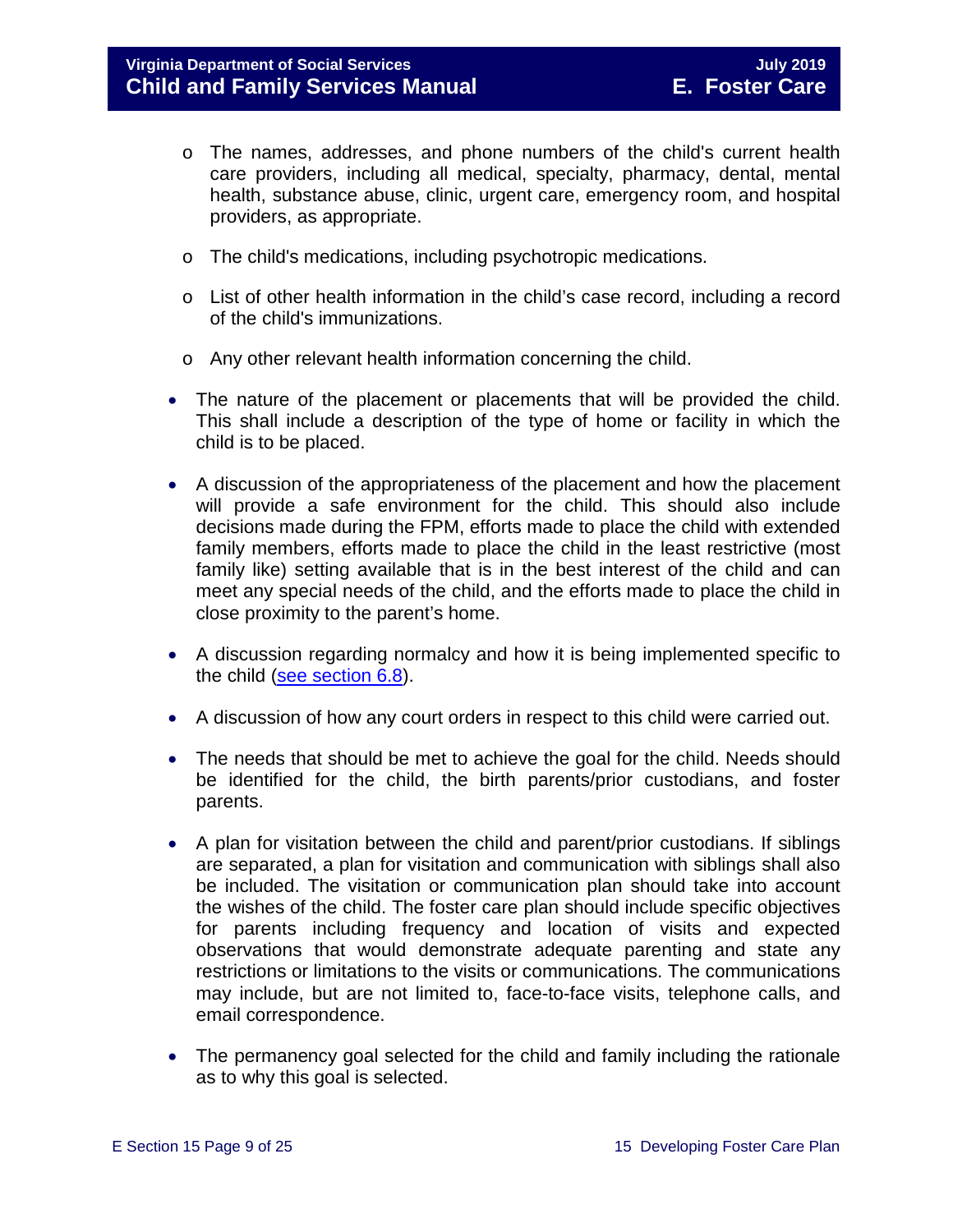- The names, addresses, and phone numbers of the child's current health care providers, including all medical, specialty, pharmacy, dental, mental health, substance abuse, clinic, urgent care, emergency room, and hospital providers, as appropriate.
  - The child's medications, including psychotropic medications.
  - List of other health information in the child's case record, including a record of the child's immunizations.
  - Any other relevant health information concerning the child.

- The nature of the placement or placements that will be provided the child. This shall include a description of the type of home or facility in which the child is to be placed.
- A discussion of the appropriateness of the placement and how the placement will provide a safe environment for the child. This should also include decisions made during the FPM, efforts made to place the child with extended family members, efforts made to place the child in the least restrictive (most family like) setting available that is in the best interest of the child and can meet any special needs of the child, and the efforts made to place the child in close proximity to the parent's home.
- A discussion regarding normalcy and how it is being implemented specific to the child (see section 6.8).
- A discussion of how any court orders in respect to this child were carried out.
- The needs that should be met to achieve the goal for the child. Needs should be identified for the child, the birth parents/prior custodians, and foster parents.
- A plan for visitation between the child and parent/prior custodians. If siblings are separated, a plan for visitation and communication with siblings shall also be included. The visitation or communication plan should take into account the wishes of the child. The foster care plan should include specific objectives for parents including frequency and location of visits and expected observations that would demonstrate adequate parenting and state any restrictions or limitations to the visits or communications. The communications may include, but are not limited to, face-to-face visits, telephone calls, and email correspondence.
- The permanency goal selected for the child and family including the rationale as to why this goal is selected.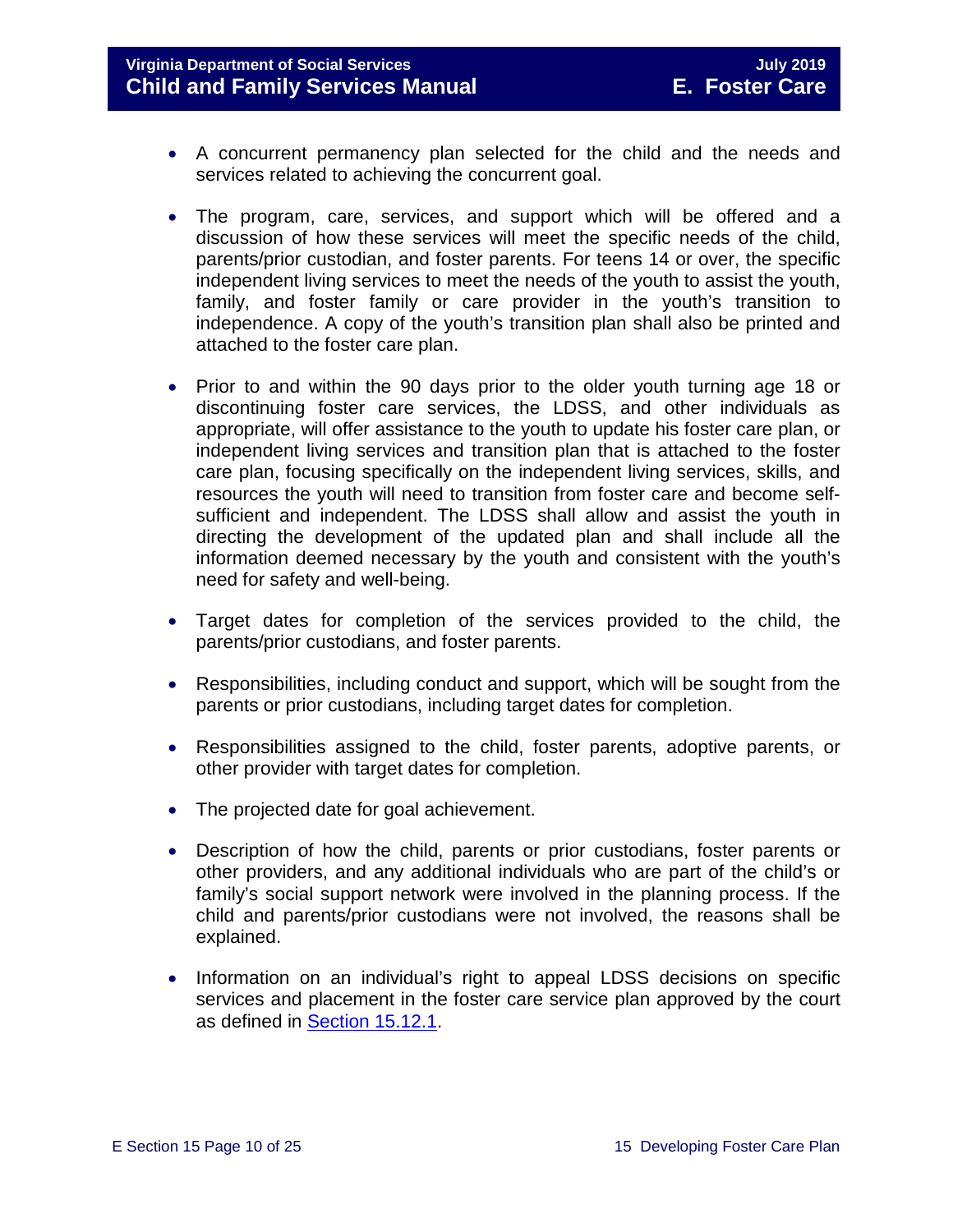- A concurrent permanency plan selected for the child and the needs and services related to achieving the concurrent goal.

- The program, care, services, and support which will be offered and a discussion of how these services will meet the specific needs of the child, parents/prior custodian, and foster parents. For teens 14 or over, the specific independent living services to meet the needs of the youth to assist the youth, family, and foster family or care provider in the youth's transition to independence. A copy of the youth's transition plan shall also be printed and attached to the foster care plan.

- Prior to and within the 90 days prior to the older youth turning age 18 or discontinuing foster care services, the LDSS, and other individuals as appropriate, will offer assistance to the youth to update his foster care plan, or independent living services and transition plan that is attached to the foster care plan, focusing specifically on the independent living services, skills, and resources the youth will need to transition from foster care and become self-sufficient and independent. The LDSS shall allow and assist the youth in directing the development of the updated plan and shall include all the information deemed necessary by the youth and consistent with the youth's need for safety and well-being.

- Target dates for completion of the services provided to the child, the parents/prior custodians, and foster parents.

- Responsibilities, including conduct and support, which will be sought from the parents or prior custodians, including target dates for completion.

- Responsibilities assigned to the child, foster parents, adoptive parents, or other provider with target dates for completion.

- The projected date for goal achievement.

- Description of how the child, parents or prior custodians, foster parents or other providers, and any additional individuals who are part of the child's or family's social support network were involved in the planning process. If the child and parents/prior custodians were not involved, the reasons shall be explained.

- Information on an individual's right to appeal LDSS decisions on specific services and placement in the foster care service plan approved by the court as defined in Section 15.12.1.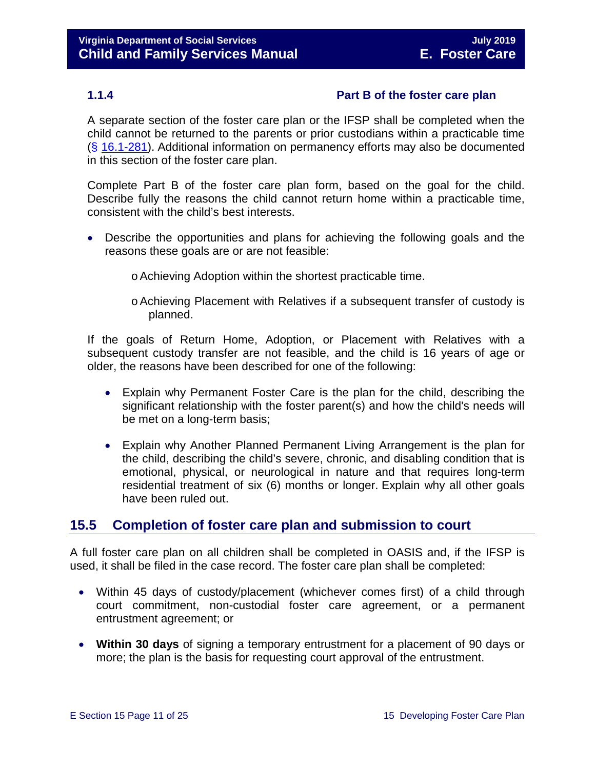### 1.1.4 Part B of the foster care plan

A separate section of the foster care plan or the IFSP shall be completed when the child cannot be returned to the parents or prior custodians within a practicable time (§ 16.1-281). Additional information on permanency efforts may also be documented in this section of the foster care plan.

Complete Part B of the foster care plan form, based on the goal for the child. Describe fully the reasons the child cannot return home within a practicable time, consistent with the child's best interests.

- Describe the opportunities and plans for achieving the following goals and the reasons these goals are or are not feasible:
  - Achieving Adoption within the shortest practicable time.
  - Achieving Placement with Relatives if a subsequent transfer of custody is planned.

If the goals of Return Home, Adoption, or Placement with Relatives with a subsequent custody transfer are not feasible, and the child is 16 years of age or older, the reasons have been described for one of the following:

- Explain why Permanent Foster Care is the plan for the child, describing the significant relationship with the foster parent(s) and how the child's needs will be met on a long-term basis;
- Explain why Another Planned Permanent Living Arrangement is the plan for the child, describing the child's severe, chronic, and disabling condition that is emotional, physical, or neurological in nature and that requires long-term residential treatment of six (6) months or longer. Explain why all other goals have been ruled out.

## 15.5 Completion of foster care plan and submission to court

A full foster care plan on all children shall be completed in OASIS and, if the IFSP is used, it shall be filed in the case record. The foster care plan shall be completed:

- Within 45 days of custody/placement (whichever comes first) of a child through court commitment, non-custodial foster care agreement, or a permanent entrustment agreement; or
- **Within 30 days** of signing a temporary entrustment for a placement of 90 days or more; the plan is the basis for requesting court approval of the entrustment.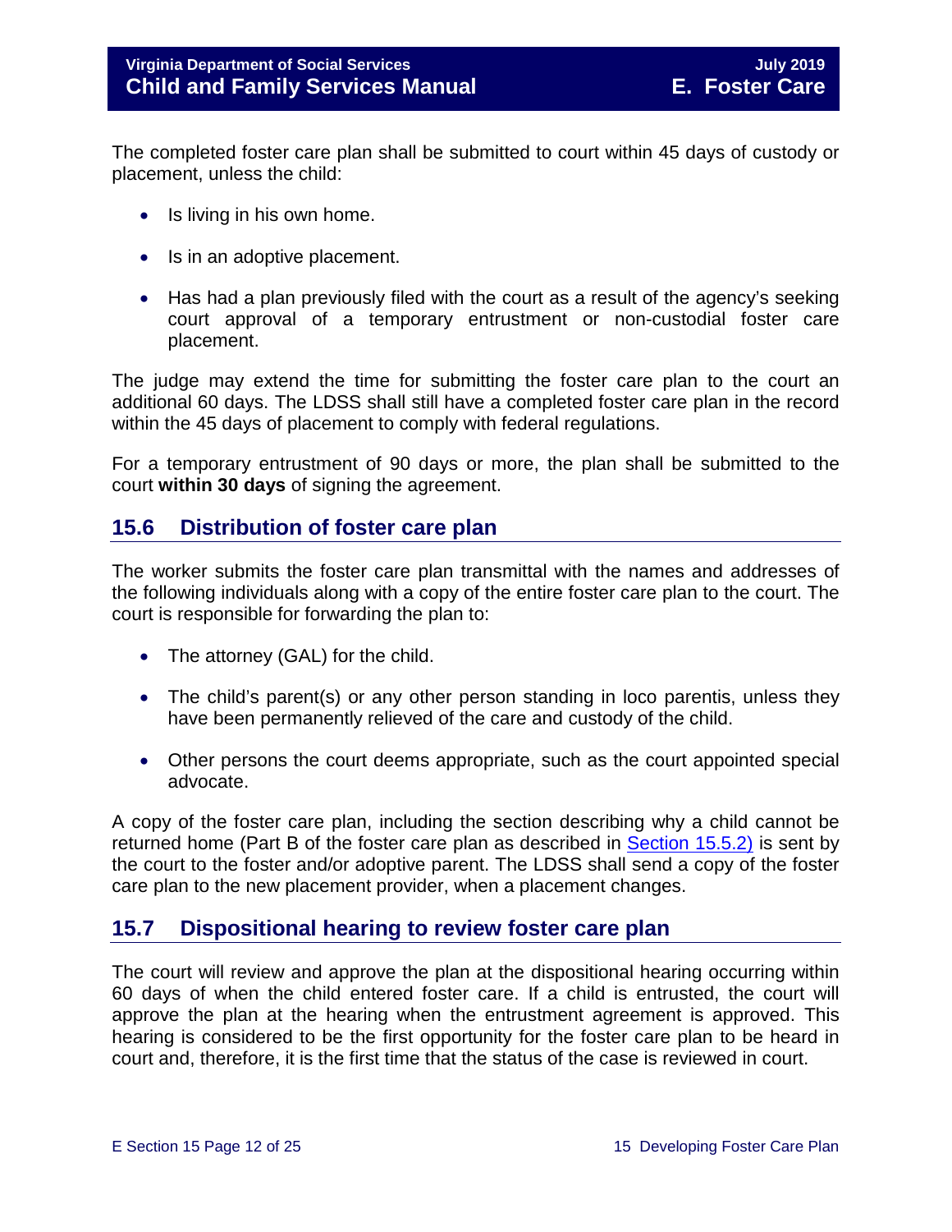The completed foster care plan shall be submitted to court within 45 days of custody or placement, unless the child:

- Is living in his own home.
- Is in an adoptive placement.
- Has had a plan previously filed with the court as a result of the agency's seeking court approval of a temporary entrustment or non-custodial foster care placement.

The judge may extend the time for submitting the foster care plan to the court an additional 60 days. The LDSS shall still have a completed foster care plan in the record within the 45 days of placement to comply with federal regulations.

For a temporary entrustment of 90 days or more, the plan shall be submitted to the court **within 30 days** of signing the agreement.

## 15.6 Distribution of foster care plan

The worker submits the foster care plan transmittal with the names and addresses of the following individuals along with a copy of the entire foster care plan to the court. The court is responsible for forwarding the plan to:

- The attorney (GAL) for the child.
- The child's parent(s) or any other person standing in loco parentis, unless they have been permanently relieved of the care and custody of the child.
- Other persons the court deems appropriate, such as the court appointed special advocate.

A copy of the foster care plan, including the section describing why a child cannot be returned home (Part B of the foster care plan as described in Section 15.5.2) is sent by the court to the foster and/or adoptive parent. The LDSS shall send a copy of the foster care plan to the new placement provider, when a placement changes.

## 15.7 Dispositional hearing to review foster care plan

The court will review and approve the plan at the dispositional hearing occurring within 60 days of when the child entered foster care. If a child is entrusted, the court will approve the plan at the hearing when the entrustment agreement is approved. This hearing is considered to be the first opportunity for the foster care plan to be heard in court and, therefore, it is the first time that the status of the case is reviewed in court.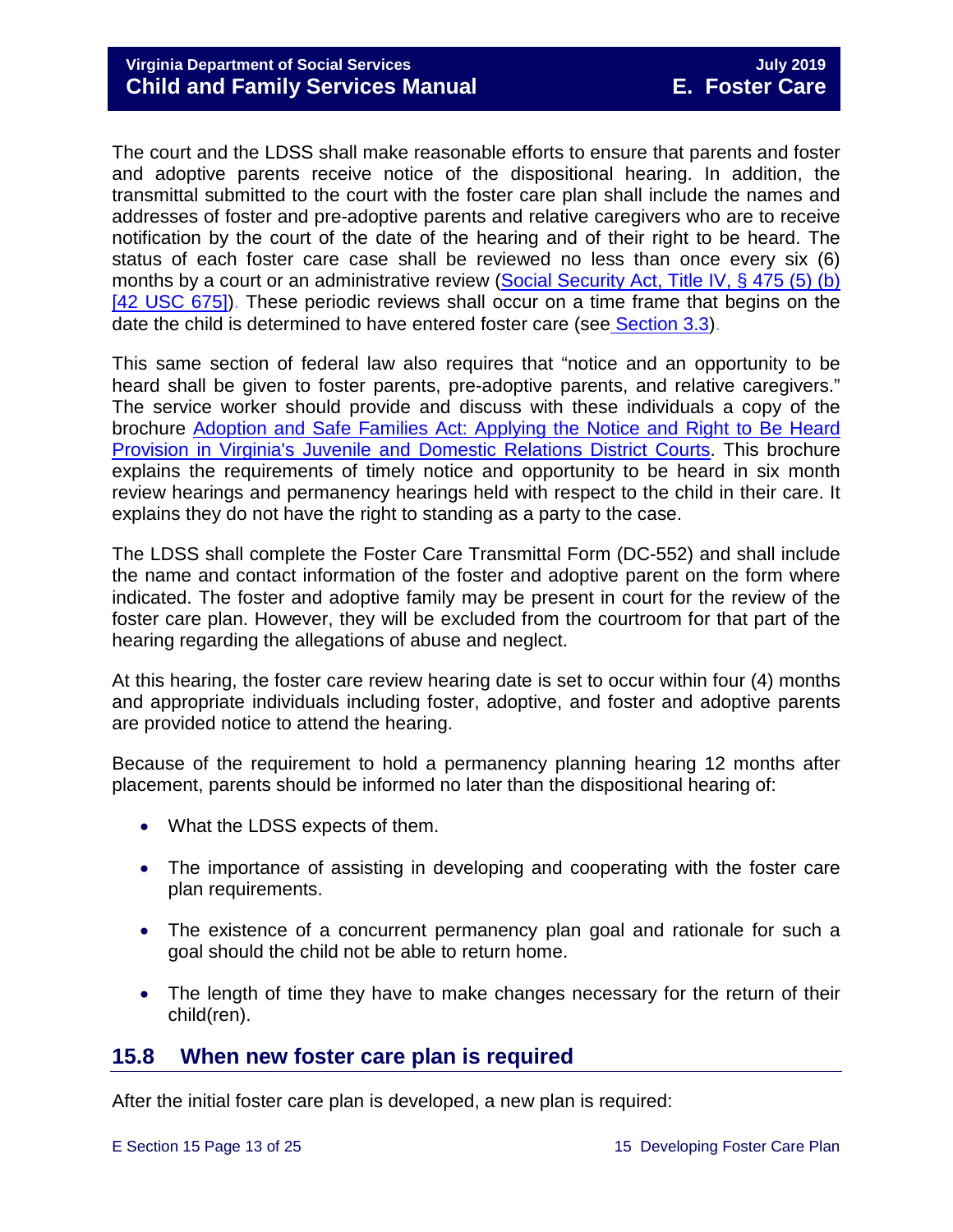The court and the LDSS shall make reasonable efforts to ensure that parents and foster and adoptive parents receive notice of the dispositional hearing. In addition, the transmittal submitted to the court with the foster care plan shall include the names and addresses of foster and pre-adoptive parents and relative caregivers who are to receive notification by the court of the date of the hearing and of their right to be heard. The status of each foster care case shall be reviewed no less than once every six (6) months by a court or an administrative review (Social Security Act, Title IV, § 475 (5) (b) [42 USC 675]). These periodic reviews shall occur on a time frame that begins on the date the child is determined to have entered foster care (see Section 3.3).

This same section of federal law also requires that "notice and an opportunity to be heard shall be given to foster parents, pre-adoptive parents, and relative caregivers." The service worker should provide and discuss with these individuals a copy of the brochure Adoption and Safe Families Act: Applying the Notice and Right to Be Heard Provision in Virginia's Juvenile and Domestic Relations District Courts. This brochure explains the requirements of timely notice and opportunity to be heard in six month review hearings and permanency hearings held with respect to the child in their care. It explains they do not have the right to standing as a party to the case.

The LDSS shall complete the Foster Care Transmittal Form (DC-552) and shall include the name and contact information of the foster and adoptive parent on the form where indicated. The foster and adoptive family may be present in court for the review of the foster care plan. However, they will be excluded from the courtroom for that part of the hearing regarding the allegations of abuse and neglect.

At this hearing, the foster care review hearing date is set to occur within four (4) months and appropriate individuals including foster, adoptive, and foster and adoptive parents are provided notice to attend the hearing.

Because of the requirement to hold a permanency planning hearing 12 months after placement, parents should be informed no later than the dispositional hearing of:

- What the LDSS expects of them.
- The importance of assisting in developing and cooperating with the foster care plan requirements.
- The existence of a concurrent permanency plan goal and rationale for such a goal should the child not be able to return home.
- The length of time they have to make changes necessary for the return of their child(ren).

## 15.8 When new foster care plan is required

After the initial foster care plan is developed, a new plan is required: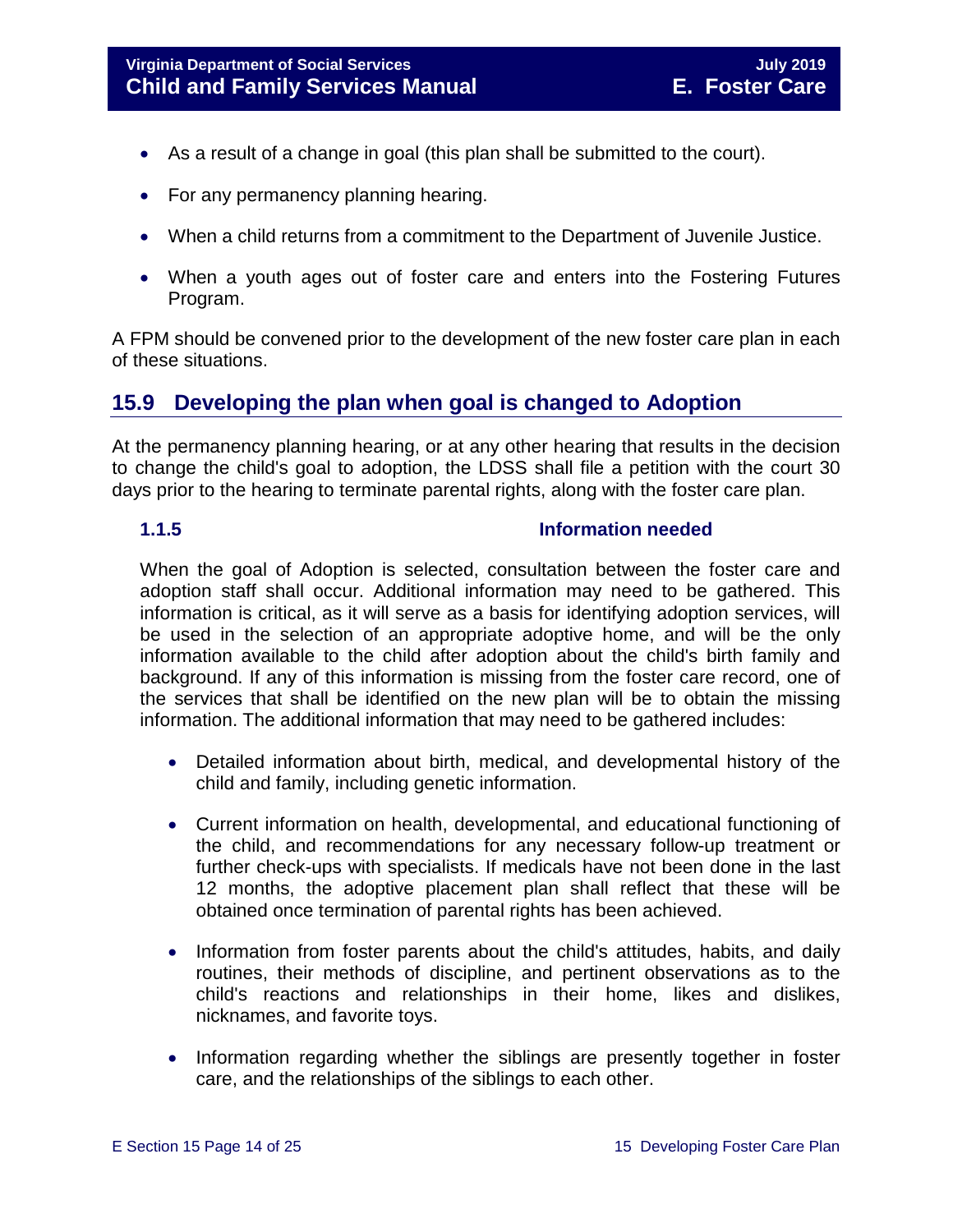- As a result of a change in goal (this plan shall be submitted to the court).
- For any permanency planning hearing.
- When a child returns from a commitment to the Department of Juvenile Justice.
- When a youth ages out of foster care and enters into the Fostering Futures Program.

A FPM should be convened prior to the development of the new foster care plan in each of these situations.

## 15.9 Developing the plan when goal is changed to Adoption

At the permanency planning hearing, or at any other hearing that results in the decision to change the child's goal to adoption, the LDSS shall file a petition with the court 30 days prior to the hearing to terminate parental rights, along with the foster care plan.

### 1.1.5 Information needed

When the goal of Adoption is selected, consultation between the foster care and adoption staff shall occur. Additional information may need to be gathered. This information is critical, as it will serve as a basis for identifying adoption services, will be used in the selection of an appropriate adoptive home, and will be the only information available to the child after adoption about the child's birth family and background. If any of this information is missing from the foster care record, one of the services that shall be identified on the new plan will be to obtain the missing information. The additional information that may need to be gathered includes:

- Detailed information about birth, medical, and developmental history of the child and family, including genetic information.
- Current information on health, developmental, and educational functioning of the child, and recommendations for any necessary follow-up treatment or further check-ups with specialists. If medicals have not been done in the last 12 months, the adoptive placement plan shall reflect that these will be obtained once termination of parental rights has been achieved.
- Information from foster parents about the child's attitudes, habits, and daily routines, their methods of discipline, and pertinent observations as to the child's reactions and relationships in their home, likes and dislikes, nicknames, and favorite toys.
- Information regarding whether the siblings are presently together in foster care, and the relationships of the siblings to each other.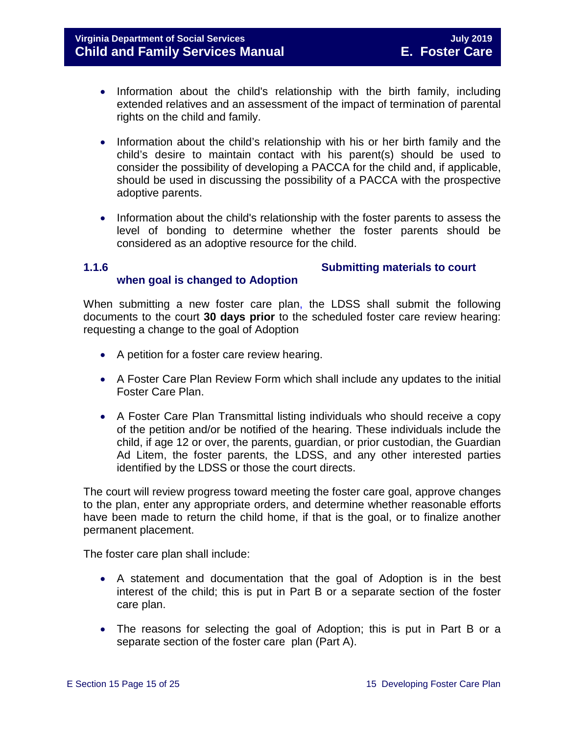- Information about the child's relationship with the birth family, including extended relatives and an assessment of the impact of termination of parental rights on the child and family.

- Information about the child's relationship with his or her birth family and the child's desire to maintain contact with his parent(s) should be used to consider the possibility of developing a PACCA for the child and, if applicable, should be used in discussing the possibility of a PACCA with the prospective adoptive parents.

- Information about the child's relationship with the foster parents to assess the level of bonding to determine whether the foster parents should be considered as an adoptive resource for the child.

### 1.1.6 Submitting materials to court when goal is changed to Adoption

When submitting a new foster care plan, the LDSS shall submit the following documents to the court **30 days prior** to the scheduled foster care review hearing: requesting a change to the goal of Adoption

- A petition for a foster care review hearing.

- A Foster Care Plan Review Form which shall include any updates to the initial Foster Care Plan.

- A Foster Care Plan Transmittal listing individuals who should receive a copy of the petition and/or be notified of the hearing. These individuals include the child, if age 12 or over, the parents, guardian, or prior custodian, the Guardian Ad Litem, the foster parents, the LDSS, and any other interested parties identified by the LDSS or those the court directs.

The court will review progress toward meeting the foster care goal, approve changes to the plan, enter any appropriate orders, and determine whether reasonable efforts have been made to return the child home, if that is the goal, or to finalize another permanent placement.

The foster care plan shall include:

- A statement and documentation that the goal of Adoption is in the best interest of the child; this is put in Part B or a separate section of the foster care plan.

- The reasons for selecting the goal of Adoption; this is put in Part B or a separate section of the foster care plan (Part A).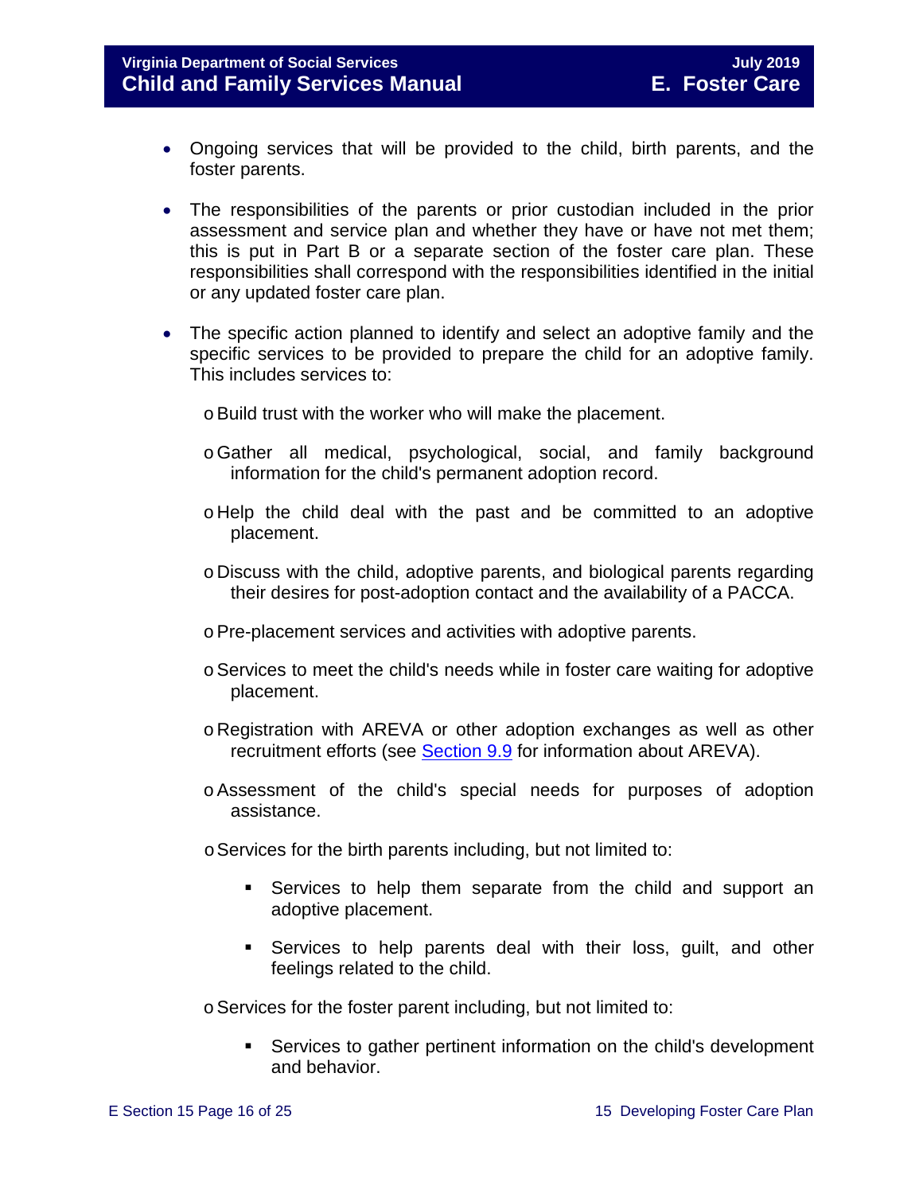- Ongoing services that will be provided to the child, birth parents, and the foster parents.

- The responsibilities of the parents or prior custodian included in the prior assessment and service plan and whether they have or have not met them; this is put in Part B or a separate section of the foster care plan. These responsibilities shall correspond with the responsibilities identified in the initial or any updated foster care plan.

- The specific action planned to identify and select an adoptive family and the specific services to be provided to prepare the child for an adoptive family. This includes services to:

    - Build trust with the worker who will make the placement.

    - Gather all medical, psychological, social, and family background information for the child's permanent adoption record.

    - Help the child deal with the past and be committed to an adoptive placement.

    - Discuss with the child, adoptive parents, and biological parents regarding their desires for post-adoption contact and the availability of a PACCA.

    - Pre-placement services and activities with adoptive parents.

    - Services to meet the child's needs while in foster care waiting for adoptive placement.

    - Registration with AREVA or other adoption exchanges as well as other recruitment efforts (see [Section 9.9](#) for information about AREVA).

    - Assessment of the child's special needs for purposes of adoption assistance.

    - Services for the birth parents including, but not limited to:

        - Services to help them separate from the child and support an adoptive placement.

        - Services to help parents deal with their loss, guilt, and other feelings related to the child.

    - Services for the foster parent including, but not limited to:

        - Services to gather pertinent information on the child's development and behavior.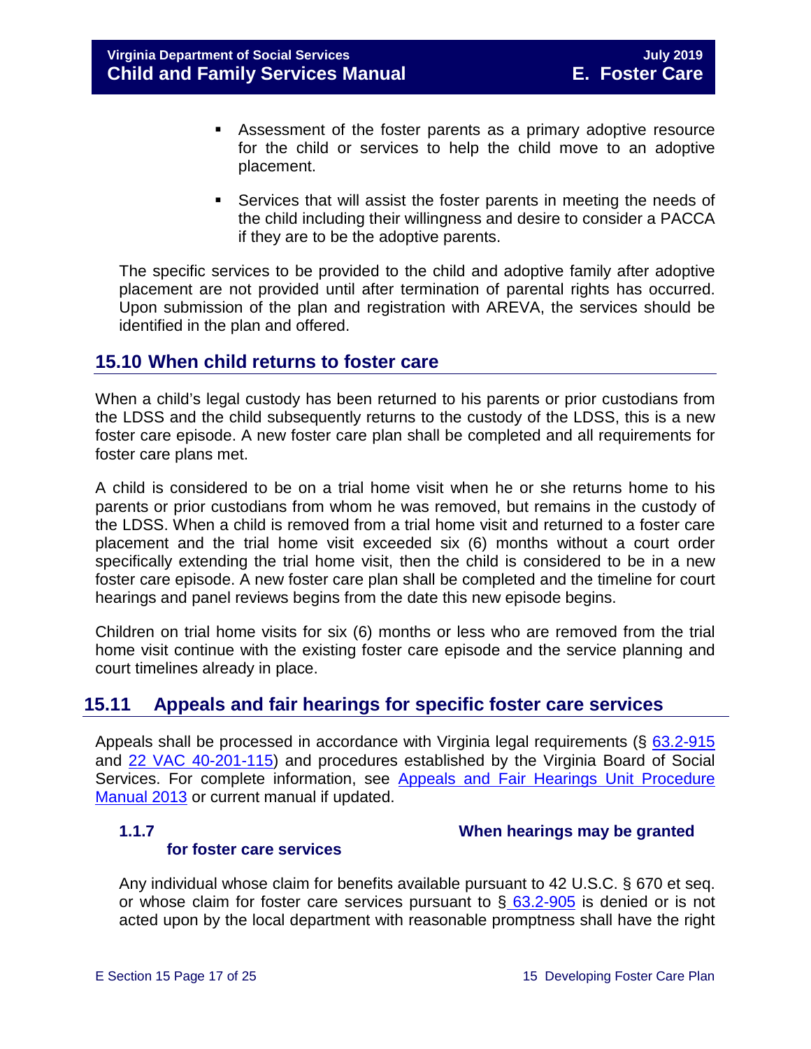- Assessment of the foster parents as a primary adoptive resource for the child or services to help the child move to an adoptive placement.

- Services that will assist the foster parents in meeting the needs of the child including their willingness and desire to consider a PACCA if they are to be the adoptive parents.

The specific services to be provided to the child and adoptive family after adoptive placement are not provided until after termination of parental rights has occurred. Upon submission of the plan and registration with AREVA, the services should be identified in the plan and offered.

## 15.10 When child returns to foster care

When a child's legal custody has been returned to his parents or prior custodians from the LDSS and the child subsequently returns to the custody of the LDSS, this is a new foster care episode. A new foster care plan shall be completed and all requirements for foster care plans met.

A child is considered to be on a trial home visit when he or she returns home to his parents or prior custodians from whom he was removed, but remains in the custody of the LDSS. When a child is removed from a trial home visit and returned to a foster care placement and the trial home visit exceeded six (6) months without a court order specifically extending the trial home visit, then the child is considered to be in a new foster care episode. A new foster care plan shall be completed and the timeline for court hearings and panel reviews begins from the date this new episode begins.

Children on trial home visits for six (6) months or less who are removed from the trial home visit continue with the existing foster care episode and the service planning and court timelines already in place.

## 15.11 Appeals and fair hearings for specific foster care services

Appeals shall be processed in accordance with Virginia legal requirements (§ 63.2-915 and 22 VAC 40-201-115) and procedures established by the Virginia Board of Social Services. For complete information, see Appeals and Fair Hearings Unit Procedure Manual 2013 or current manual if updated.

### 1.1.7 When hearings may be granted for foster care services

Any individual whose claim for benefits available pursuant to 42 U.S.C. § 670 et seq. or whose claim for foster care services pursuant to § 63.2-905 is denied or is not acted upon by the local department with reasonable promptness shall have the right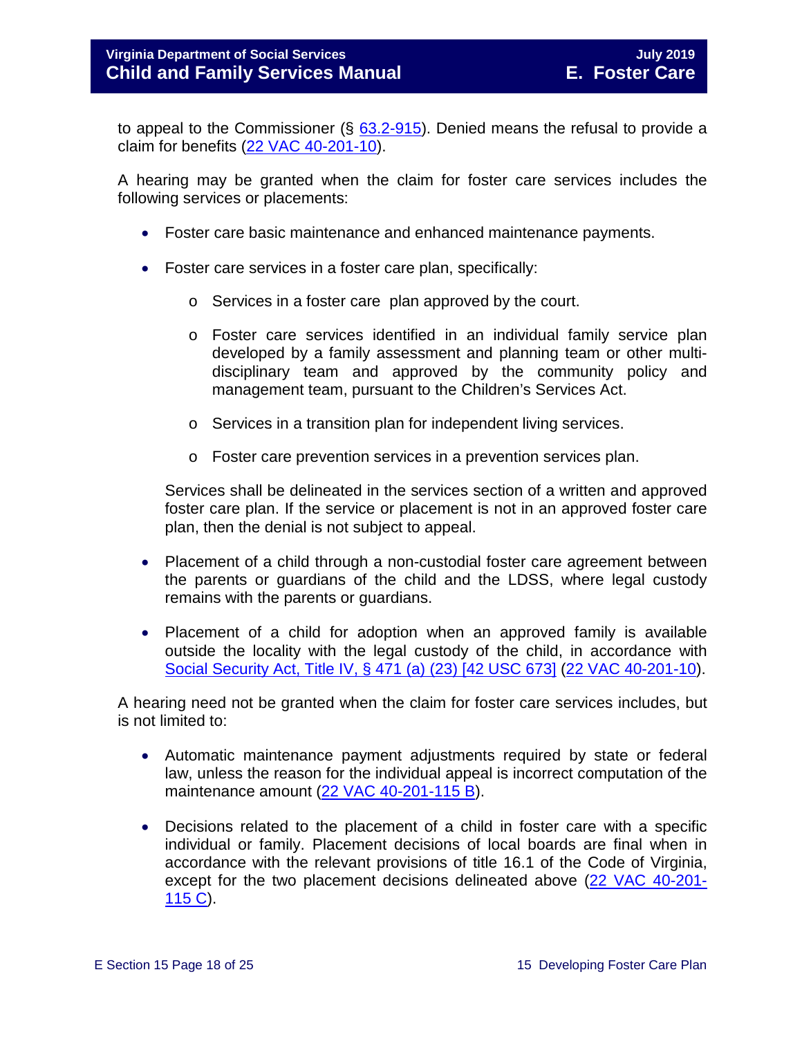to appeal to the Commissioner (§ 63.2-915). Denied means the refusal to provide a claim for benefits (22 VAC 40-201-10).

A hearing may be granted when the claim for foster care services includes the following services or placements:

- Foster care basic maintenance and enhanced maintenance payments.
- Foster care services in a foster care plan, specifically:
  - Services in a foster care plan approved by the court.
  - Foster care services identified in an individual family service plan developed by a family assessment and planning team or other multi-disciplinary team and approved by the community policy and management team, pursuant to the Children's Services Act.
  - Services in a transition plan for independent living services.
  - Foster care prevention services in a prevention services plan.

  Services shall be delineated in the services section of a written and approved foster care plan. If the service or placement is not in an approved foster care plan, then the denial is not subject to appeal.
- Placement of a child through a non-custodial foster care agreement between the parents or guardians of the child and the LDSS, where legal custody remains with the parents or guardians.
- Placement of a child for adoption when an approved family is available outside the locality with the legal custody of the child, in accordance with Social Security Act, Title IV, § 471 (a) (23) [42 USC 673] (22 VAC 40-201-10).

A hearing need not be granted when the claim for foster care services includes, but is not limited to:

- Automatic maintenance payment adjustments required by state or federal law, unless the reason for the individual appeal is incorrect computation of the maintenance amount (22 VAC 40-201-115 B).
- Decisions related to the placement of a child in foster care with a specific individual or family. Placement decisions of local boards are final when in accordance with the relevant provisions of title 16.1 of the Code of Virginia, except for the two placement decisions delineated above (22 VAC 40-201-115 C).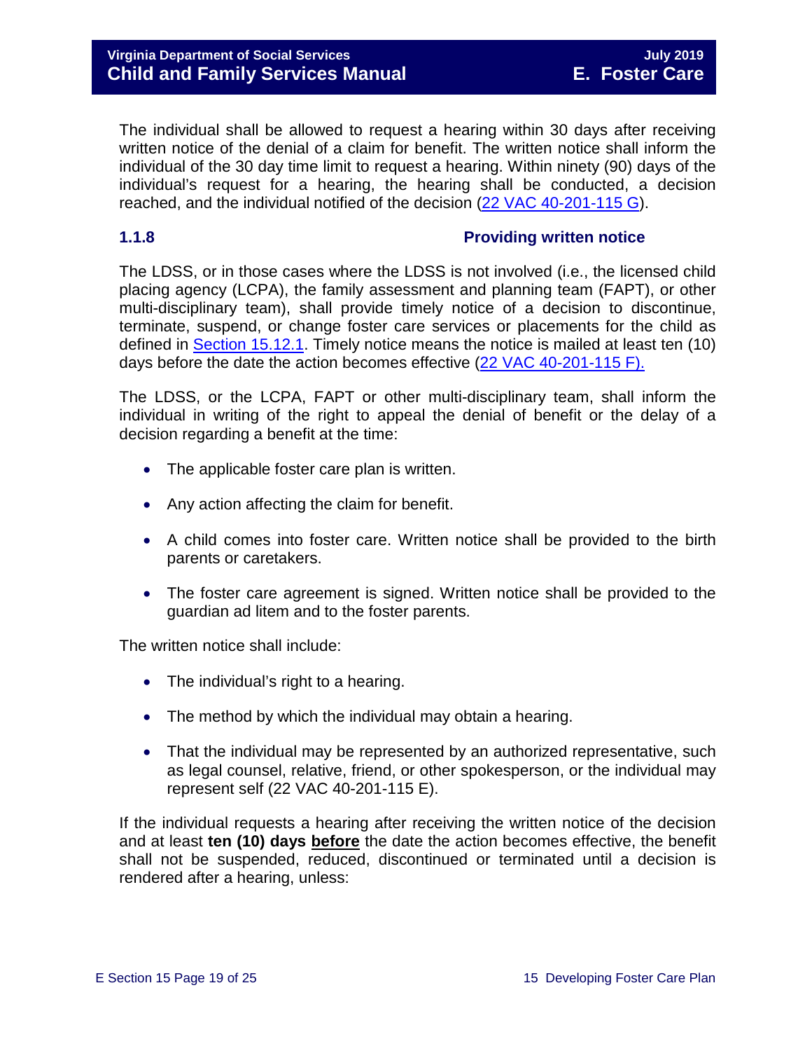The individual shall be allowed to request a hearing within 30 days after receiving written notice of the denial of a claim for benefit. The written notice shall inform the individual of the 30 day time limit to request a hearing. Within ninety (90) days of the individual's request for a hearing, the hearing shall be conducted, a decision reached, and the individual notified of the decision (22 VAC 40-201-115 G).

### 1.1.8 Providing written notice

The LDSS, or in those cases where the LDSS is not involved (i.e., the licensed child placing agency (LCPA), the family assessment and planning team (FAPT), or other multi-disciplinary team), shall provide timely notice of a decision to discontinue, terminate, suspend, or change foster care services or placements for the child as defined in Section 15.12.1. Timely notice means the notice is mailed at least ten (10) days before the date the action becomes effective (22 VAC 40-201-115 F).

The LDSS, or the LCPA, FAPT or other multi-disciplinary team, shall inform the individual in writing of the right to appeal the denial of benefit or the delay of a decision regarding a benefit at the time:

- The applicable foster care plan is written.
- Any action affecting the claim for benefit.
- A child comes into foster care. Written notice shall be provided to the birth parents or caretakers.
- The foster care agreement is signed. Written notice shall be provided to the guardian ad litem and to the foster parents.

The written notice shall include:

- The individual's right to a hearing.
- The method by which the individual may obtain a hearing.
- That the individual may be represented by an authorized representative, such as legal counsel, relative, friend, or other spokesperson, or the individual may represent self (22 VAC 40-201-115 E).

If the individual requests a hearing after receiving the written notice of the decision and at least **ten (10) days <u>before</u>** the date the action becomes effective, the benefit shall not be suspended, reduced, discontinued or terminated until a decision is rendered after a hearing, unless: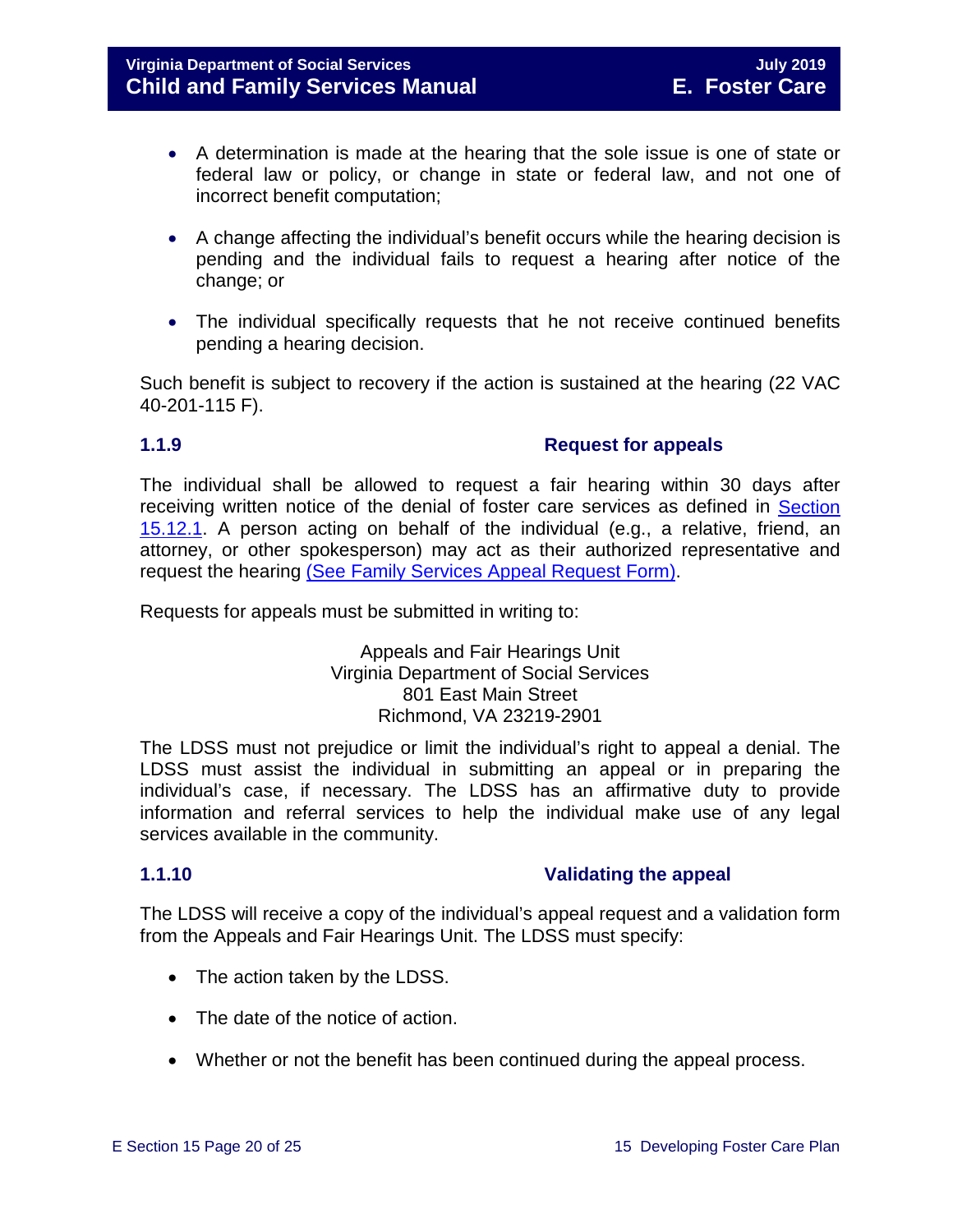- A determination is made at the hearing that the sole issue is one of state or federal law or policy, or change in state or federal law, and not one of incorrect benefit computation;

- A change affecting the individual's benefit occurs while the hearing decision is pending and the individual fails to request a hearing after notice of the change; or

- The individual specifically requests that he not receive continued benefits pending a hearing decision.

Such benefit is subject to recovery if the action is sustained at the hearing (22 VAC 40-201-115 F).

### 1.1.9 Request for appeals

The individual shall be allowed to request a fair hearing within 30 days after receiving written notice of the denial of foster care services as defined in Section 15.12.1. A person acting on behalf of the individual (e.g., a relative, friend, an attorney, or other spokesperson) may act as their authorized representative and request the hearing (See Family Services Appeal Request Form).

Requests for appeals must be submitted in writing to:

Appeals and Fair Hearings Unit
Virginia Department of Social Services
801 East Main Street
Richmond, VA 23219-2901

The LDSS must not prejudice or limit the individual's right to appeal a denial. The LDSS must assist the individual in submitting an appeal or in preparing the individual's case, if necessary. The LDSS has an affirmative duty to provide information and referral services to help the individual make use of any legal services available in the community.

### 1.1.10 Validating the appeal

The LDSS will receive a copy of the individual's appeal request and a validation form from the Appeals and Fair Hearings Unit. The LDSS must specify:

- The action taken by the LDSS.

- The date of the notice of action.

- Whether or not the benefit has been continued during the appeal process.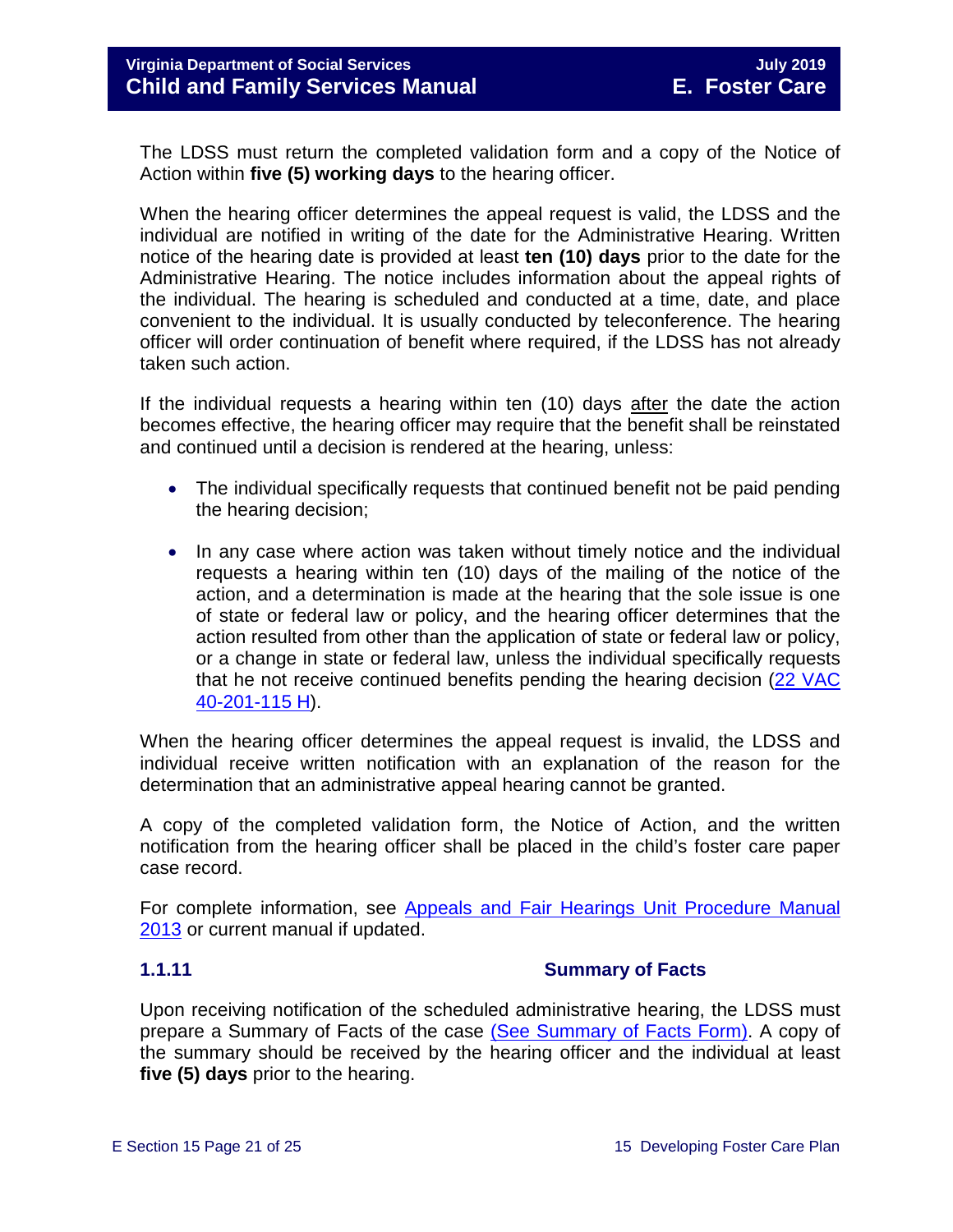The LDSS must return the completed validation form and a copy of the Notice of Action within **five (5) working days** to the hearing officer.

When the hearing officer determines the appeal request is valid, the LDSS and the individual are notified in writing of the date for the Administrative Hearing. Written notice of the hearing date is provided at least **ten (10) days** prior to the date for the Administrative Hearing. The notice includes information about the appeal rights of the individual. The hearing is scheduled and conducted at a time, date, and place convenient to the individual. It is usually conducted by teleconference. The hearing officer will order continuation of benefit where required, if the LDSS has not already taken such action.

If the individual requests a hearing within ten (10) days after the date the action becomes effective, the hearing officer may require that the benefit shall be reinstated and continued until a decision is rendered at the hearing, unless:

- The individual specifically requests that continued benefit not be paid pending the hearing decision;
- In any case where action was taken without timely notice and the individual requests a hearing within ten (10) days of the mailing of the notice of the action, and a determination is made at the hearing that the sole issue is one of state or federal law or policy, and the hearing officer determines that the action resulted from other than the application of state or federal law or policy, or a change in state or federal law, unless the individual specifically requests that he not receive continued benefits pending the hearing decision ([22 VAC 40-201-115 H](22 VAC 40-201-115 H)).

When the hearing officer determines the appeal request is invalid, the LDSS and individual receive written notification with an explanation of the reason for the determination that an administrative appeal hearing cannot be granted.

A copy of the completed validation form, the Notice of Action, and the written notification from the hearing officer shall be placed in the child's foster care paper case record.

For complete information, see [Appeals and Fair Hearings Unit Procedure Manual 2013](Appeals and Fair Hearings Unit Procedure Manual 2013) or current manual if updated.

### 1.1.11 Summary of Facts

Upon receiving notification of the scheduled administrative hearing, the LDSS must prepare a Summary of Facts of the case [(See Summary of Facts Form)](See Summary of Facts Form). A copy of the summary should be received by the hearing officer and the individual at least **five (5) days** prior to the hearing.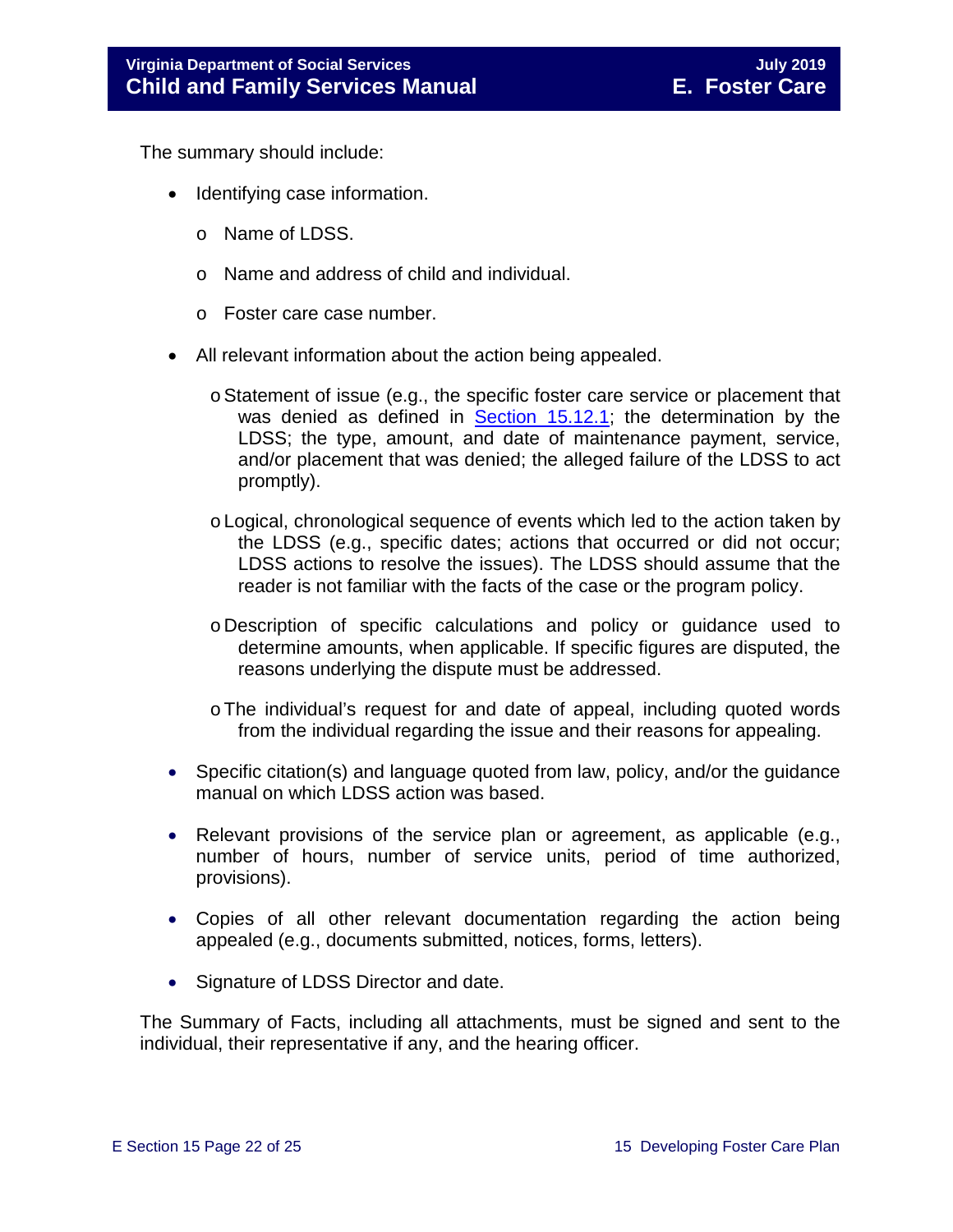The summary should include:

- Identifying case information.
  - Name of LDSS.
  - Name and address of child and individual.
  - Foster care case number.
- All relevant information about the action being appealed.
  - Statement of issue (e.g., the specific foster care service or placement that was denied as defined in Section 15.12.1; the determination by the LDSS; the type, amount, and date of maintenance payment, service, and/or placement that was denied; the alleged failure of the LDSS to act promptly).
  - Logical, chronological sequence of events which led to the action taken by the LDSS (e.g., specific dates; actions that occurred or did not occur; LDSS actions to resolve the issues). The LDSS should assume that the reader is not familiar with the facts of the case or the program policy.
  - Description of specific calculations and policy or guidance used to determine amounts, when applicable. If specific figures are disputed, the reasons underlying the dispute must be addressed.
  - The individual's request for and date of appeal, including quoted words from the individual regarding the issue and their reasons for appealing.
- Specific citation(s) and language quoted from law, policy, and/or the guidance manual on which LDSS action was based.
- Relevant provisions of the service plan or agreement, as applicable (e.g., number of hours, number of service units, period of time authorized, provisions).
- Copies of all other relevant documentation regarding the action being appealed (e.g., documents submitted, notices, forms, letters).
- Signature of LDSS Director and date.

The Summary of Facts, including all attachments, must be signed and sent to the individual, their representative if any, and the hearing officer.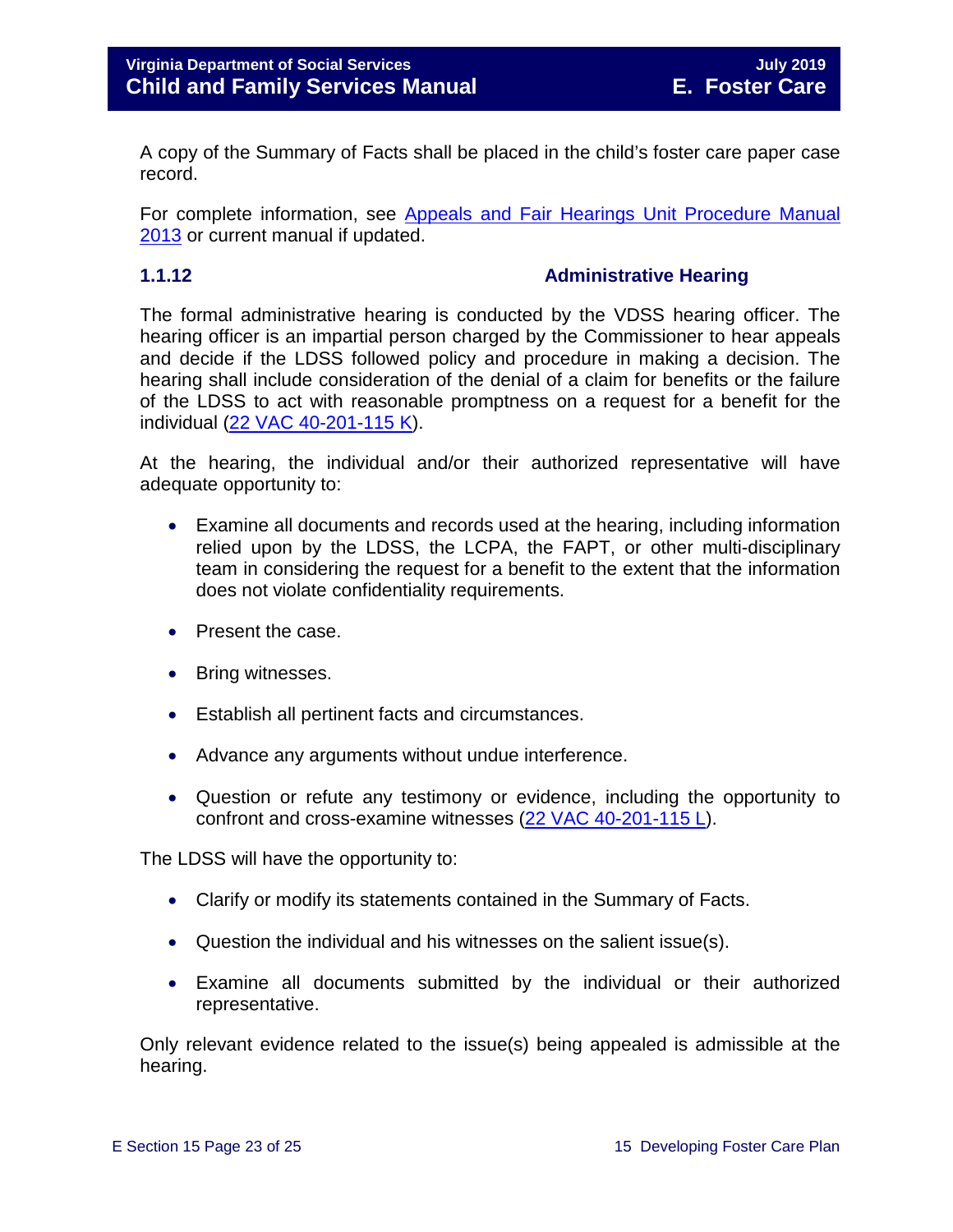A copy of the Summary of Facts shall be placed in the child's foster care paper case record.

For complete information, see [Appeals and Fair Hearings Unit Procedure Manual 2013](Appeals and Fair Hearings Unit Procedure Manual 2013) or current manual if updated.

### 1.1.12 Administrative Hearing

The formal administrative hearing is conducted by the VDSS hearing officer. The hearing officer is an impartial person charged by the Commissioner to hear appeals and decide if the LDSS followed policy and procedure in making a decision. The hearing shall include consideration of the denial of a claim for benefits or the failure of the LDSS to act with reasonable promptness on a request for a benefit for the individual (22 VAC 40-201-115 K).

At the hearing, the individual and/or their authorized representative will have adequate opportunity to:

- Examine all documents and records used at the hearing, including information relied upon by the LDSS, the LCPA, the FAPT, or other multi-disciplinary team in considering the request for a benefit to the extent that the information does not violate confidentiality requirements.
- Present the case.
- Bring witnesses.
- Establish all pertinent facts and circumstances.
- Advance any arguments without undue interference.
- Question or refute any testimony or evidence, including the opportunity to confront and cross-examine witnesses (22 VAC 40-201-115 L).

The LDSS will have the opportunity to:

- Clarify or modify its statements contained in the Summary of Facts.
- Question the individual and his witnesses on the salient issue(s).
- Examine all documents submitted by the individual or their authorized representative.

Only relevant evidence related to the issue(s) being appealed is admissible at the hearing.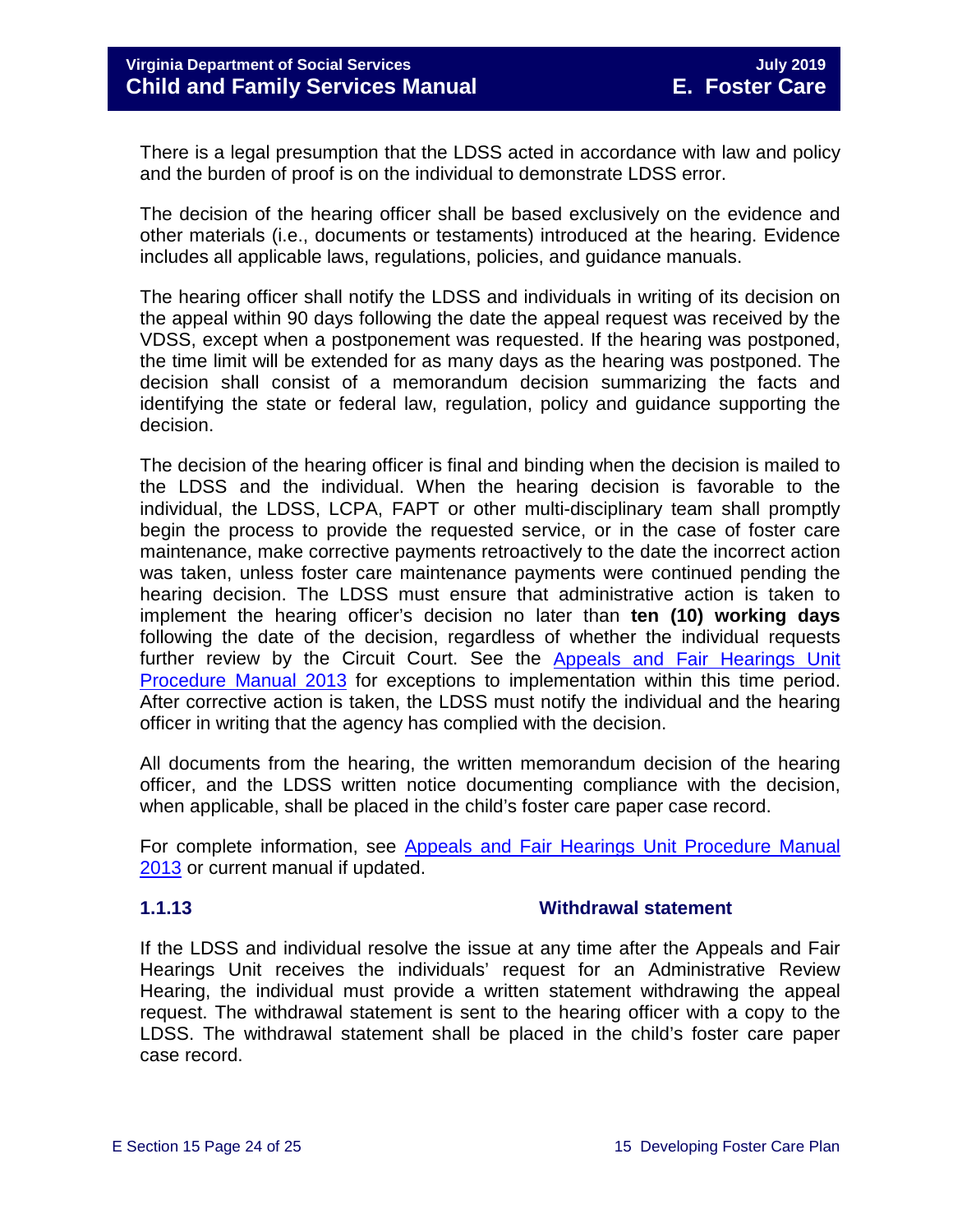There is a legal presumption that the LDSS acted in accordance with law and policy and the burden of proof is on the individual to demonstrate LDSS error.

The decision of the hearing officer shall be based exclusively on the evidence and other materials (i.e., documents or testaments) introduced at the hearing. Evidence includes all applicable laws, regulations, policies, and guidance manuals.

The hearing officer shall notify the LDSS and individuals in writing of its decision on the appeal within 90 days following the date the appeal request was received by the VDSS, except when a postponement was requested. If the hearing was postponed, the time limit will be extended for as many days as the hearing was postponed. The decision shall consist of a memorandum decision summarizing the facts and identifying the state or federal law, regulation, policy and guidance supporting the decision.

The decision of the hearing officer is final and binding when the decision is mailed to the LDSS and the individual. When the hearing decision is favorable to the individual, the LDSS, LCPA, FAPT or other multi-disciplinary team shall promptly begin the process to provide the requested service, or in the case of foster care maintenance, make corrective payments retroactively to the date the incorrect action was taken, unless foster care maintenance payments were continued pending the hearing decision. The LDSS must ensure that administrative action is taken to implement the hearing officer's decision no later than **ten (10) working days** following the date of the decision, regardless of whether the individual requests further review by the Circuit Court. See the Appeals and Fair Hearings Unit Procedure Manual 2013 for exceptions to implementation within this time period. After corrective action is taken, the LDSS must notify the individual and the hearing officer in writing that the agency has complied with the decision.

All documents from the hearing, the written memorandum decision of the hearing officer, and the LDSS written notice documenting compliance with the decision, when applicable, shall be placed in the child's foster care paper case record.

For complete information, see Appeals and Fair Hearings Unit Procedure Manual 2013 or current manual if updated.

### 1.1.13 Withdrawal statement

If the LDSS and individual resolve the issue at any time after the Appeals and Fair Hearings Unit receives the individuals' request for an Administrative Review Hearing, the individual must provide a written statement withdrawing the appeal request. The withdrawal statement is sent to the hearing officer with a copy to the LDSS. The withdrawal statement shall be placed in the child's foster care paper case record.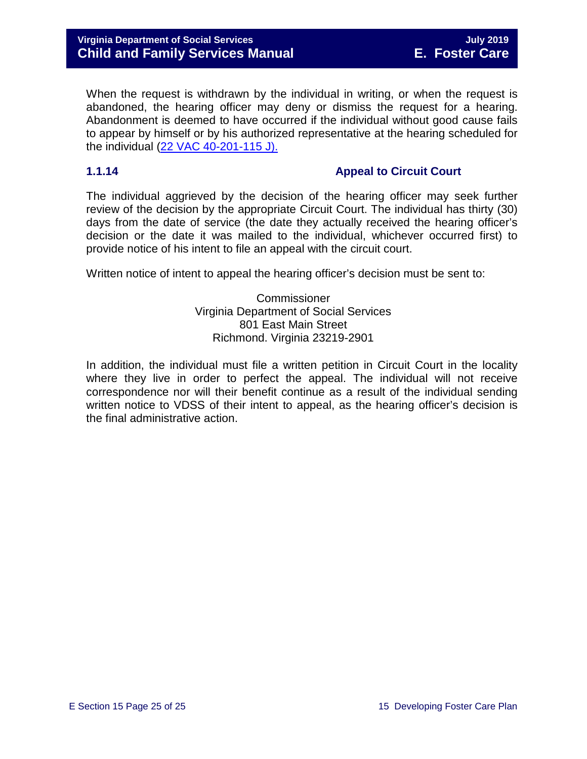When the request is withdrawn by the individual in writing, or when the request is abandoned, the hearing officer may deny or dismiss the request for a hearing. Abandonment is deemed to have occurred if the individual without good cause fails to appear by himself or by his authorized representative at the hearing scheduled for the individual (22 VAC 40-201-115 J).

### 1.1.14 Appeal to Circuit Court

The individual aggrieved by the decision of the hearing officer may seek further review of the decision by the appropriate Circuit Court. The individual has thirty (30) days from the date of service (the date they actually received the hearing officer's decision or the date it was mailed to the individual, whichever occurred first) to provide notice of his intent to file an appeal with the circuit court.

Written notice of intent to appeal the hearing officer's decision must be sent to:

Commissioner
Virginia Department of Social Services
801 East Main Street
Richmond. Virginia 23219-2901

In addition, the individual must file a written petition in Circuit Court in the locality where they live in order to perfect the appeal. The individual will not receive correspondence nor will their benefit continue as a result of the individual sending written notice to VDSS of their intent to appeal, as the hearing officer's decision is the final administrative action.